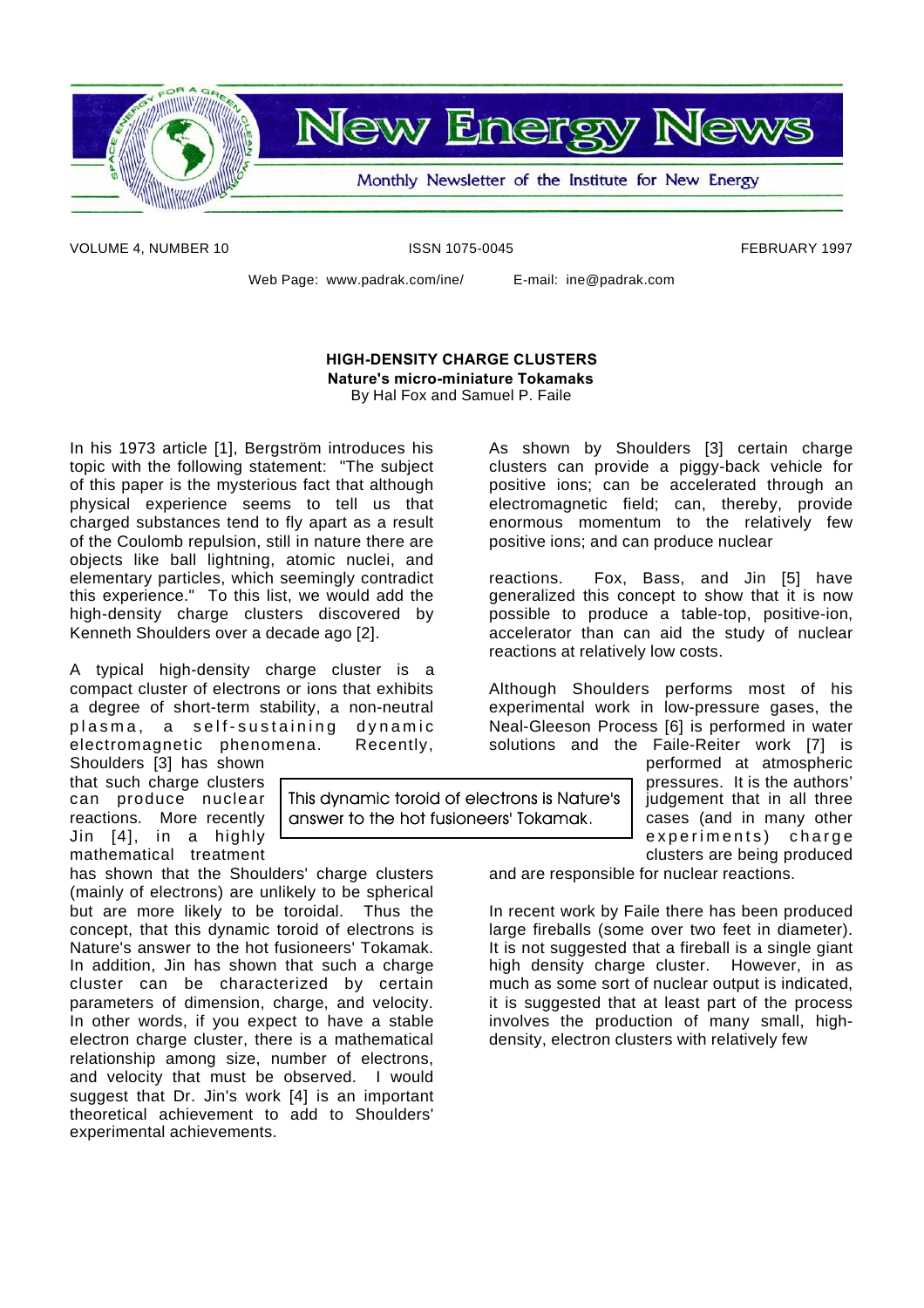# New Energy News

Monthly Newsletter of the Institute for New Energy

VOLUME 4, NUMBER 10 ISSN 1075-0045 FEBRUARY 1997

Web Page: www.padrak.com/ine/ E-mail: ine@padrak.com

## HIGH-DENSITY CHARGE CLUSTERS

**Nature's micro-miniature Tokamaks**

By Hal Fox and Samuel P. Faile

In his 1973 article [1], Bergström introduces his topic with the following statement: "The subject of this paper is the mysterious fact that although physical experience seems to tell us that charged substances tend to fly apart as a result of the Coulomb repulsion, still in nature there are objects like ball lightning, atomic nuclei, and elementary particles, which seemingly contradict this experience." To this list, we would add the high-density charge clusters discovered by Kenneth Shoulders over a decade ago [2].

A typical high-density charge cluster is a compact cluster of electrons or ions that exhibits a degree of short-term stability, a non-neutral plasma, a self-sustaining dynamic electromagnetic phenomena. Recently, Shoulders [3] has shown that such charge clusters can produce nuclear reactions. More recently Jin [4], in a highly mathematical treatment has shown that the Shoulders' charge clusters (mainly of electrons) are unlikely to be spherical but are more likely to be toroidal. Thus the concept, that this dynamic toroid of electrons is Nature's answer to the hot fusioneers' Tokamak. In addition, Jin has shown that such a charge cluster can be characterized by certain parameters of dimension, charge, and velocity. In other words, if you expect to have a stable electron charge cluster, there is a mathematical relationship among size, number of electrons, and velocity that must be observed. I would suggest that Dr. Jin's work [4] is an important theoretical achievement to add to Shoulders' experimental achievements.

> This dynamic toroid of electrons is Nature's answer to the hot fusioneers' Tokamak.

As shown by Shoulders [3] certain charge clusters can provide a piggy-back vehicle for positive ions; can be accelerated through an electromagnetic field; can, thereby, provide enormous momentum to the relatively few positive ions; and can produce nuclear reactions. Fox, Bass, and Jin [5] have generalized this concept to show that it is now possible to produce a table-top, positive-ion, accelerator than can aid the study of nuclear reactions at relatively low costs.

Although Shoulders performs most of his experimental work in low-pressure gases, the Neal-Gleeson Process [6] is performed in water solutions and the Faile-Reiter work [7] is performed at atmospheric pressures. It is the authors' judgement that in all three cases (and in many other experiments) charge clusters are being produced and are responsible for nuclear reactions.

In recent work by Faile there has been produced large fireballs (some over two feet in diameter). It is not suggested that a fireball is a single giant high density charge cluster. However, in as much as some sort of nuclear output is indicated, it is suggested that at least part of the process involves the production of many small, high-density, electron clusters with relatively few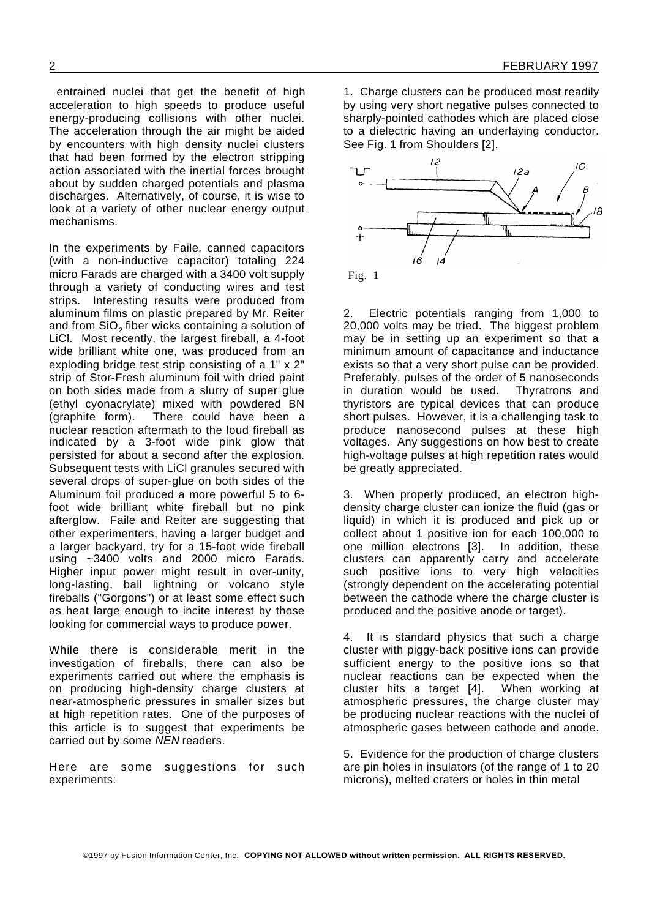entrained nuclei that get the benefit of high acceleration to high speeds to produce useful energy-producing collisions with other nuclei. The acceleration through the air might be aided by encounters with high density nuclei clusters that had been formed by the electron stripping action associated with the inertial forces brought about by sudden charged potentials and plasma discharges. Alternatively, of course, it is wise to look at a variety of other nuclear energy output mechanisms.

In the experiments by Faile, canned capacitors (with a non-inductive capacitor) totaling 224 micro Farads are charged with a 3400 volt supply through a variety of conducting wires and test strips. Interesting results were produced from aluminum films on plastic prepared by Mr. Reiter and from $SiO_2$ fiber wicks containing a solution of LiCl. Most recently, the largest fireball, a 4-foot wide brilliant white one, was produced from an exploding bridge test strip consisting of a 1" x 2" strip of Stor-Fresh aluminum foil with dried paint on both sides made from a slurry of super glue (ethyl cyonacrylate) mixed with powdered BN (graphite form). There could have been a nuclear reaction aftermath to the loud fireball as indicated by a 3-foot wide pink glow that persisted for about a second after the explosion. Subsequent tests with LiCl granules secured with several drops of super-glue on both sides of the Aluminum foil produced a more powerful 5 to 6-foot wide brilliant white fireball but no pink afterglow. Faile and Reiter are suggesting that other experimenters, having a larger budget and a larger backyard, try for a 15-foot wide fireball using ~3400 volts and 2000 micro Farads. Higher input power might result in over-unity, long-lasting, ball lightning or volcano style fireballs ("Gorgons") or at least some effect such as heat large enough to incite interest by those looking for commercial ways to produce power.

While there is considerable merit in the investigation of fireballs, there can also be experiments carried out where the emphasis is on producing high-density charge clusters at near-atmospheric pressures in smaller sizes but at high repetition rates. One of the purposes of this article is to suggest that experiments be carried out by some *NEN* readers.

Here are some suggestions for such experiments:

1. Charge clusters can be produced most readily by using very short negative pulses connected to sharply-pointed cathodes which are placed close to a dielectric having an underlaying conductor. See Fig. 1 from Shoulders [2].

Fig. 1

2. Electric potentials ranging from 1,000 to 20,000 volts may be tried. The biggest problem may be in setting up an experiment so that a minimum amount of capacitance and inductance exists so that a very short pulse can be provided. Preferably, pulses of the order of 5 nanoseconds in duration would be used. Thyratrons and thyristors are typical devices that can produce short pulses. However, it is a challenging task to produce nanosecond pulses at these high voltages. Any suggestions on how best to create high-voltage pulses at high repetition rates would be greatly appreciated.

3. When properly produced, an electron high-density charge cluster can ionize the fluid (gas or liquid) in which it is produced and pick up or collect about 1 positive ion for each 100,000 to one million electrons [3]. In addition, these clusters can apparently carry and accelerate such positive ions to very high velocities (strongly dependent on the accelerating potential between the cathode where the charge cluster is produced and the positive anode or target).

4. It is standard physics that such a charge cluster with piggy-back positive ions can provide sufficient energy to the positive ions so that nuclear reactions can be expected when the cluster hits a target [4]. When working at atmospheric pressures, the charge cluster may be producing nuclear reactions with the nuclei of atmospheric gases between cathode and anode.

5. Evidence for the production of charge clusters are pin holes in insulators (of the range of 1 to 20 microns), melted craters or holes in thin metal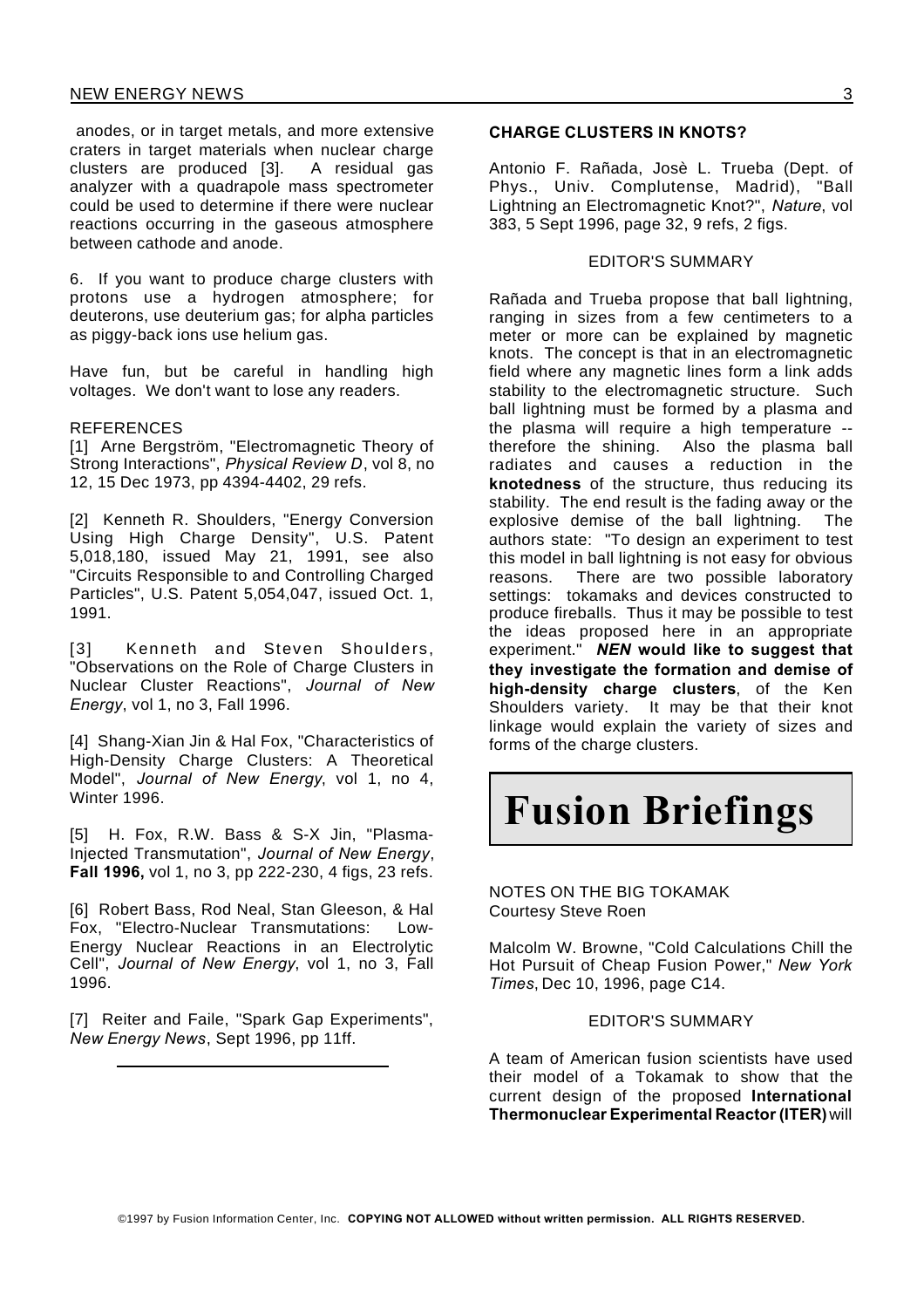anodes, or in target metals, and more extensive craters in target materials when nuclear charge clusters are produced [3]. A residual gas analyzer with a quadrapole mass spectrometer could be used to determine if there were nuclear reactions occurring in the gaseous atmosphere between cathode and anode.

6. If you want to produce charge clusters with protons use a hydrogen atmosphere; for deuterons, use deuterium gas; for alpha particles as piggy-back ions use helium gas.

Have fun, but be careful in handling high voltages. We don't want to lose any readers.

REFERENCES

[1] Arne Bergström, "Electromagnetic Theory of Strong Interactions", *Physical Review D*, vol 8, no 12, 15 Dec 1973, pp 4394-4402, 29 refs.

[2] Kenneth R. Shoulders, "Energy Conversion Using High Charge Density", U.S. Patent 5,018,180, issued May 21, 1991, see also "Circuits Responsible to and Controlling Charged Particles", U.S. Patent 5,054,047, issued Oct. 1, 1991.

[3] Kenneth and Steven Shoulders, "Observations on the Role of Charge Clusters in Nuclear Cluster Reactions", *Journal of New Energy*, vol 1, no 3, Fall 1996.

[4] Shang-Xian Jin & Hal Fox, "Characteristics of High-Density Charge Clusters: A Theoretical Model", *Journal of New Energy*, vol 1, no 4, Winter 1996.

[5] H. Fox, R.W. Bass & S-X Jin, "Plasma-Injected Transmutation", *Journal of New Energy*, **Fall 1996,** vol 1, no 3, pp 222-230, 4 figs, 23 refs.

[6] Robert Bass, Rod Neal, Stan Gleeson, & Hal Fox, "Electro-Nuclear Transmutations: Low-Energy Nuclear Reactions in an Electrolytic Cell", *Journal of New Energy*, vol 1, no 3, Fall 1996.

[7] Reiter and Faile, "Spark Gap Experiments", *New Energy News*, Sept 1996, pp 11ff.

---

**CHARGE CLUSTERS IN KNOTS?**

Antonio F. Rañada, Josè L. Trueba (Dept. of Phys., Univ. Complutense, Madrid), "Ball Lightning an Electromagnetic Knot?", *Nature*, vol 383, 5 Sept 1996, page 32, 9 refs, 2 figs.

EDITOR'S SUMMARY

Rañada and Trueba propose that ball lightning, ranging in sizes from a few centimeters to a meter or more can be explained by magnetic knots. The concept is that in an electromagnetic field where any magnetic lines form a link adds stability to the electromagnetic structure. Such ball lightning must be formed by a plasma and the plasma will require a high temperature -- therefore the shining. Also the plasma ball radiates and causes a reduction in the **knotedness** of the structure, thus reducing its stability. The end result is the fading away or the explosive demise of the ball lightning. The authors state: "To design an experiment to test this model in ball lightning is not easy for obvious reasons. There are two possible laboratory settings: tokamaks and devices constructed to produce fireballs. Thus it may be possible to test the ideas proposed here in an appropriate experiment." ***NEN*** **would like to suggest that they investigate the formation and demise of high-density charge clusters**, of the Ken Shoulders variety. It may be that their knot linkage would explain the variety of sizes and forms of the charge clusters.

# Fusion Briefings

NOTES ON THE BIG TOKAMAK
Courtesy Steve Roen

Malcolm W. Browne, "Cold Calculations Chill the Hot Pursuit of Cheap Fusion Power," *New York Times*, Dec 10, 1996, page C14.

EDITOR'S SUMMARY

A team of American fusion scientists have used their model of a Tokamak to show that the current design of the proposed **International Thermonuclear Experimental Reactor (ITER)** will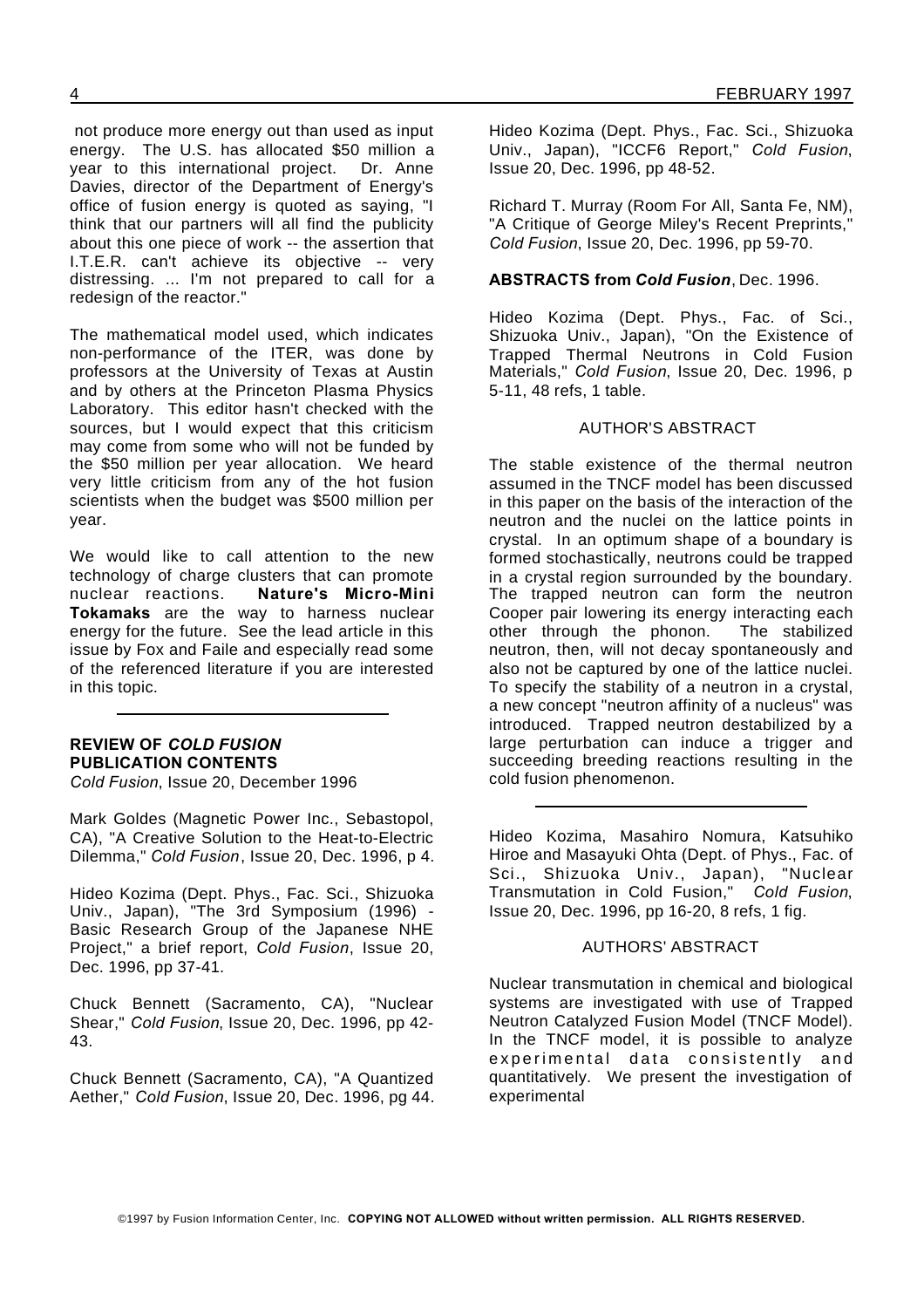not produce more energy out than used as input energy. The U.S. has allocated $50 million a year to this international project. Dr. Anne Davies, director of the Department of Energy's office of fusion energy is quoted as saying, "I think that our partners will all find the publicity about this one piece of work -- the assertion that I.T.E.R. can't achieve its objective -- very distressing. ... I'm not prepared to call for a redesign of the reactor."

The mathematical model used, which indicates non-performance of the ITER, was done by professors at the University of Texas at Austin and by others at the Princeton Plasma Physics Laboratory. This editor hasn't checked with the sources, but I would expect that this criticism may come from some who will not be funded by the $50 million per year allocation. We heard very little criticism from any of the hot fusion scientists when the budget was $500 million per year.

We would like to call attention to the new technology of charge clusters that can promote nuclear reactions. **Nature's Micro-Mini Tokamaks** are the way to harness nuclear energy for the future. See the lead article in this issue by Fox and Faile and especially read some of the referenced literature if you are interested in this topic.

---

**REVIEW OF *COLD FUSION* PUBLICATION CONTENTS**
*Cold Fusion*, Issue 20, December 1996

Mark Goldes (Magnetic Power Inc., Sebastopol, CA), "A Creative Solution to the Heat-to-Electric Dilemma," *Cold Fusion*, Issue 20, Dec. 1996, p 4.

Hideo Kozima (Dept. Phys., Fac. Sci., Shizuoka Univ., Japan), "The 3rd Symposium (1996) - Basic Research Group of the Japanese NHE Project," a brief report, *Cold Fusion*, Issue 20, Dec. 1996, pp 37-41.

Chuck Bennett (Sacramento, CA), "Nuclear Shear," *Cold Fusion*, Issue 20, Dec. 1996, pp 42-43.

Chuck Bennett (Sacramento, CA), "A Quantized Aether," *Cold Fusion*, Issue 20, Dec. 1996, pg 44.

Hideo Kozima (Dept. Phys., Fac. Sci., Shizuoka Univ., Japan), "ICCF6 Report," *Cold Fusion*, Issue 20, Dec. 1996, pp 48-52.

Richard T. Murray (Room For All, Santa Fe, NM), "A Critique of George Miley's Recent Preprints," *Cold Fusion*, Issue 20, Dec. 1996, pp 59-70.

**ABSTRACTS from *Cold Fusion***, Dec. 1996.

Hideo Kozima (Dept. Phys., Fac. of Sci., Shizuoka Univ., Japan), "On the Existence of Trapped Thermal Neutrons in Cold Fusion Materials," *Cold Fusion*, Issue 20, Dec. 1996, p 5-11, 48 refs, 1 table.

AUTHOR'S ABSTRACT

The stable existence of the thermal neutron assumed in the TNCF model has been discussed in this paper on the basis of the interaction of the neutron and the nuclei on the lattice points in crystal. In an optimum shape of a boundary is formed stochastically, neutrons could be trapped in a crystal region surrounded by the boundary. The trapped neutron can form the neutron Cooper pair lowering its energy interacting each other through the phonon. The stabilized neutron, then, will not decay spontaneously and also not be captured by one of the lattice nuclei. To specify the stability of a neutron in a crystal, a new concept "neutron affinity of a nucleus" was introduced. Trapped neutron destabilized by a large perturbation can induce a trigger and succeeding breeding reactions resulting in the cold fusion phenomenon.

---

Hideo Kozima, Masahiro Nomura, Katsuhiko Hiroe and Masayuki Ohta (Dept. of Phys., Fac. of Sci., Shizuoka Univ., Japan), "Nuclear Transmutation in Cold Fusion," *Cold Fusion*, Issue 20, Dec. 1996, pp 16-20, 8 refs, 1 fig.

AUTHORS' ABSTRACT

Nuclear transmutation in chemical and biological systems are investigated with use of Trapped Neutron Catalyzed Fusion Model (TNCF Model). In the TNCF model, it is possible to analyze experimental data consistently and quantitatively. We present the investigation of experimental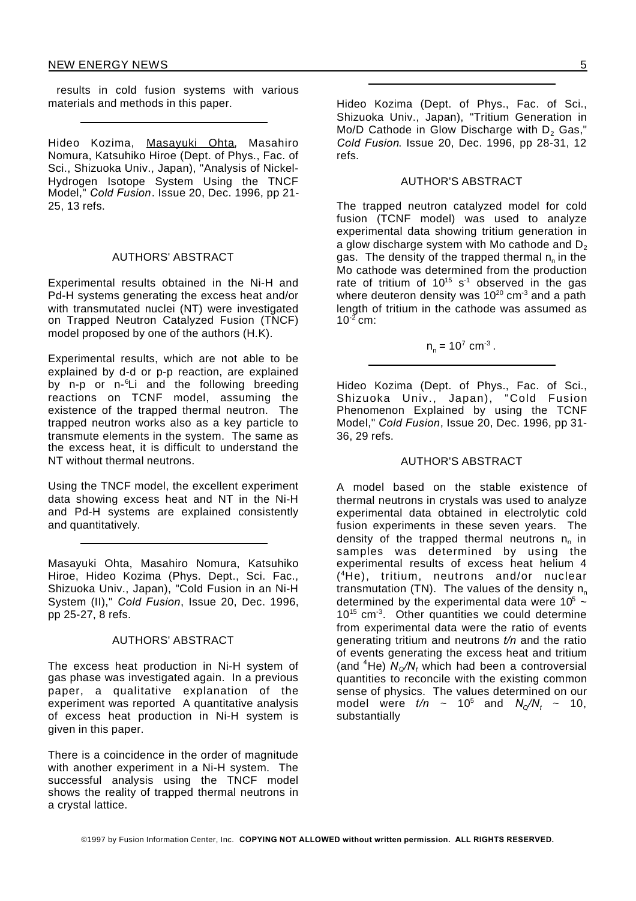results in cold fusion systems with various materials and methods in this paper.

---

Hideo Kozima, Masayuki Ohta, Masahiro Nomura, Katsuhiko Hiroe (Dept. of Phys., Fac. of Sci., Shizuoka Univ., Japan), "Analysis of Nickel-Hydrogen Isotope System Using the TNCF Model," *Cold Fusion*. Issue 20, Dec. 1996, pp 21-25, 13 refs.

AUTHORS' ABSTRACT

Experimental results obtained in the Ni-H and Pd-H systems generating the excess heat and/or with transmutated nuclei (NT) were investigated on Trapped Neutron Catalyzed Fusion (TNCF) model proposed by one of the authors (H.K).

Experimental results, which are not able to be explained by d-d or p-p reaction, are explained by n-p or n-$^{6}$Li and the following breeding reactions on TNCF model, assuming the existence of the trapped thermal neutron. The trapped neutron works also as a key particle to transmute elements in the system. The same as the excess heat, it is difficult to understand the NT without thermal neutrons.

Using the TNCF model, the excellent experiment data showing excess heat and NT in the Ni-H and Pd-H systems are explained consistently and quantitatively.

---

Masayuki Ohta, Masahiro Nomura, Katsuhiko Hiroe, Hideo Kozima (Phys. Dept., Sci. Fac., Shizuoka Univ., Japan), "Cold Fusion in an Ni-H System (II)," *Cold Fusion*, Issue 20, Dec. 1996, pp 25-27, 8 refs.

AUTHORS' ABSTRACT

The excess heat production in Ni-H system of gas phase was investigated again. In a previous paper, a qualitative explanation of the experiment was reported A quantitative analysis of excess heat production in Ni-H system is given in this paper.

There is a coincidence in the order of magnitude with another experiment in a Ni-H system. The successful analysis using the TNCF model shows the reality of trapped thermal neutrons in a crystal lattice.

---

Hideo Kozima (Dept. of Phys., Fac. of Sci., Shizuoka Univ., Japan), "Tritium Generation in Mo/D Cathode in Glow Discharge with $D_2$ Gas," *Cold Fusion*. Issue 20, Dec. 1996, pp 28-31, 12 refs.

AUTHOR'S ABSTRACT

The trapped neutron catalyzed model for cold fusion (TCNF model) was used to analyze experimental data showing tritium generation in a glow discharge system with Mo cathode and $D_2$ gas. The density of the trapped thermal $n_n$ in the Mo cathode was determined from the production rate of tritium of $10^{15}$ $s^{-1}$ observed in the gas where deuteron density was $10^{20}$ $cm^{-3}$ and a path length of tritium in the cathode was assumed as $10^{-2}$ cm:

$$n_n = 10^7 \ cm^{-3} .$$

---

Hideo Kozima (Dept. of Phys., Fac. of Sci., Shizuoka Univ., Japan), "Cold Fusion Phenomenon Explained by using the TCNF Model," *Cold Fusion*, Issue 20, Dec. 1996, pp 31-36, 29 refs.

AUTHOR'S ABSTRACT

A model based on the stable existence of thermal neutrons in crystals was used to analyze experimental data obtained in electrolytic cold fusion experiments in these seven years. The density of the trapped thermal neutrons $n_n$ in samples was determined by using the experimental results of excess heat helium 4 ($^{4}$He), tritium, neutrons and/or nuclear transmutation (TN). The values of the density $n_n$ determined by the experimental data were $10^5$ ~ $10^{15}$ $cm^{-3}$. Other quantities we could determine from experimental data were the ratio of events generating tritium and neutrons *t/n* and the ratio of events generating the excess heat and tritium (and $^{4}$He) $N_Q/N_t$ which had been a controversial quantities to reconcile with the existing common sense of physics. The values determined on our model were $t/n$ ~ $10^5$ and $N_Q/N_t$ ~ 10, substantially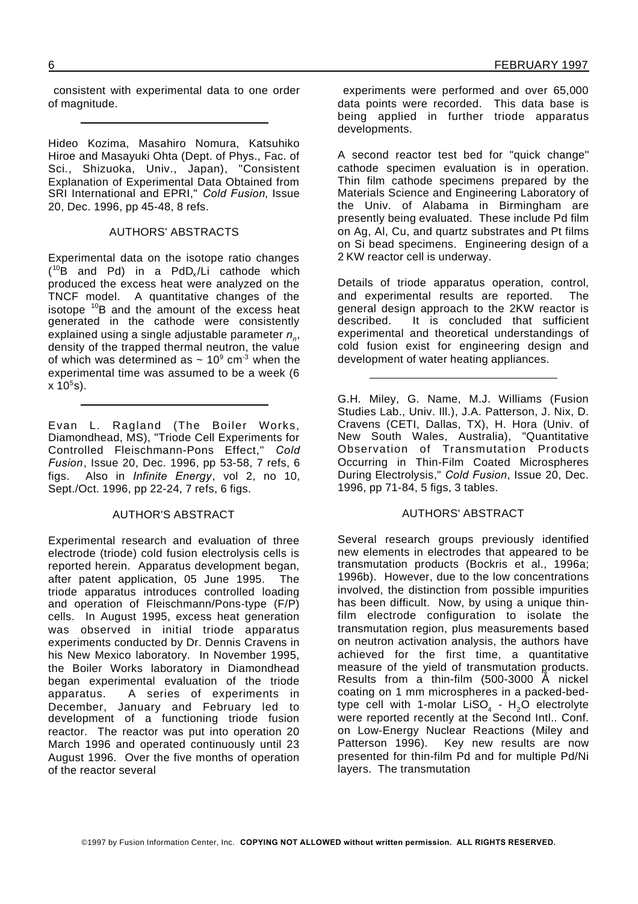consistent with experimental data to one order of magnitude.

---

Hideo Kozima, Masahiro Nomura, Katsuhiko Hiroe and Masayuki Ohta (Dept. of Phys., Fac. of Sci., Shizuoka, Univ., Japan), "Consistent Explanation of Experimental Data Obtained from SRI International and EPRI," *Cold Fusion*, Issue 20, Dec. 1996, pp 45-48, 8 refs.

AUTHORS' ABSTRACTS

Experimental data on the isotope ratio changes ($^{10}$B and Pd) in a $PdD_x$/Li cathode which produced the excess heat were analyzed on the TNCF model. A quantitative changes of the isotope $^{10}$B and the amount of the excess heat generated in the cathode were consistently explained using a single adjustable parameter $n_n$, density of the trapped thermal neutron, the value of which was determined as $\sim 10^9$ cm$^{-3}$ when the experimental time was assumed to be a week (6 x $10^5$s).

---

Evan L. Ragland (The Boiler Works, Diamondhead, MS), "Triode Cell Experiments for Controlled Fleischmann-Pons Effect," *Cold Fusion*, Issue 20, Dec. 1996, pp 53-58, 7 refs, 6 figs. Also in *Infinite Energy*, vol 2, no 10, Sept./Oct. 1996, pp 22-24, 7 refs, 6 figs.

AUTHOR'S ABSTRACT

Experimental research and evaluation of three electrode (triode) cold fusion electrolysis cells is reported herein. Apparatus development began, after patent application, 05 June 1995. The triode apparatus introduces controlled loading and operation of Fleischmann/Pons-type (F/P) cells. In August 1995, excess heat generation was observed in initial triode apparatus experiments conducted by Dr. Dennis Cravens in his New Mexico laboratory. In November 1995, the Boiler Works laboratory in Diamondhead began experimental evaluation of the triode apparatus. A series of experiments in December, January and February led to development of a functioning triode fusion reactor. The reactor was put into operation 20 March 1996 and operated continuously until 23 August 1996. Over the five months of operation of the reactor several experiments were performed and over 65,000 data points were recorded. This data base is being applied in further triode apparatus developments.

A second reactor test bed for "quick change" cathode specimen evaluation is in operation. Thin film cathode specimens prepared by the Materials Science and Engineering Laboratory of the Univ. of Alabama in Birmingham are presently being evaluated. These include Pd film on Ag, Al, Cu, and quartz substrates and Pt films on Si bead specimens. Engineering design of a 2 KW reactor cell is underway.

Details of triode apparatus operation, control, and experimental results are reported. The general design approach to the 2KW reactor is described. It is concluded that sufficient experimental and theoretical understandings of cold fusion exist for engineering design and development of water heating appliances.

---

G.H. Miley, G. Name, M.J. Williams (Fusion Studies Lab., Univ. Ill.), J.A. Patterson, J. Nix, D. Cravens (CETI, Dallas, TX), H. Hora (Univ. of New South Wales, Australia), "Quantitative Observation of Transmutation Products Occurring in Thin-Film Coated Microspheres During Electrolysis," *Cold Fusion*, Issue 20, Dec. 1996, pp 71-84, 5 figs, 3 tables.

AUTHORS' ABSTRACT

Several research groups previously identified new elements in electrodes that appeared to be transmutation products (Bockris et al., 1996a; 1996b). However, due to the low concentrations involved, the distinction from possible impurities has been difficult. Now, by using a unique thin-film electrode configuration to isolate the transmutation region, plus measurements based on neutron activation analysis, the authors have achieved for the first time, a quantitative measure of the yield of transmutation products. Results from a thin-film (500-3000 Å nickel coating on 1 mm microspheres in a packed-bed-type cell with 1-molar $LiSO_4$ - $H_2O$ electrolyte were reported recently at the Second Intl.. Conf. on Low-Energy Nuclear Reactions (Miley and Patterson 1996). Key new results are now presented for thin-film Pd and for multiple Pd/Ni layers. The transmutation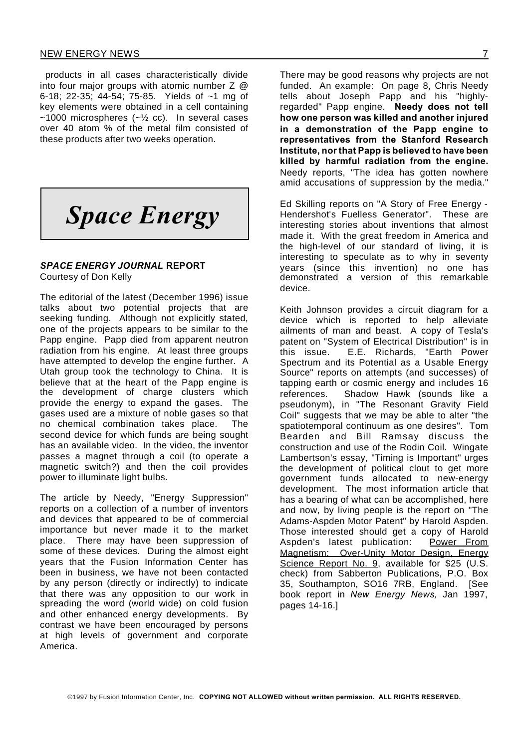products in all cases characteristically divide into four major groups with atomic number Z @ 6-18; 22-35; 44-54; 75-85. Yields of ~1 mg of key elements were obtained in a cell containing ~1000 microspheres (~½ cc). In several cases over 40 atom % of the metal film consisted of these products after two weeks operation.

# *Space Energy*

### *SPACE ENERGY JOURNAL* REPORT

Courtesy of Don Kelly

The editorial of the latest (December 1996) issue talks about two potential projects that are seeking funding. Although not explicitly stated, one of the projects appears to be similar to the Papp engine. Papp died from apparent neutron radiation from his engine. At least three groups have attempted to develop the engine further. A Utah group took the technology to China. It is believe that at the heart of the Papp engine is the development of charge clusters which provide the energy to expand the gases. The gases used are a mixture of noble gases so that no chemical combination takes place. The second device for which funds are being sought has an available video. In the video, the inventor passes a magnet through a coil (to operate a magnetic switch?) and then the coil provides power to illuminate light bulbs.

The article by Needy, "Energy Suppression" reports on a collection of a number of inventors and devices that appeared to be of commercial importance but never made it to the market place. There may have been suppression of some of these devices. During the almost eight years that the Fusion Information Center has been in business, we have not been contacted by any person (directly or indirectly) to indicate that there was any opposition to our work in spreading the word (world wide) on cold fusion and other enhanced energy developments. By contrast we have been encouraged by persons at high levels of government and corporate America.

There may be good reasons why projects are not funded. An example: On page 8, Chris Needy tells about Joseph Papp and his "highly-regarded" Papp engine. **Needy does not tell how one person was killed and another injured in a demonstration of the Papp engine to representatives from the Stanford Research Institute, nor that Papp is believed to have been killed by harmful radiation from the engine.** Needy reports, "The idea has gotten nowhere amid accusations of suppression by the media."

Ed Skilling reports on "A Story of Free Energy - Hendershot's Fuelless Generator". These are interesting stories about inventions that almost made it. With the great freedom in America and the high-level of our standard of living, it is interesting to speculate as to why in seventy years (since this invention) no one has demonstrated a version of this remarkable device.

Keith Johnson provides a circuit diagram for a device which is reported to help alleviate ailments of man and beast. A copy of Tesla's patent on "System of Electrical Distribution" is in this issue. E.E. Richards, "Earth Power Spectrum and its Potential as a Usable Energy Source" reports on attempts (and successes) of tapping earth or cosmic energy and includes 16 references. Shadow Hawk (sounds like a pseudonym), in "The Resonant Gravity Field Coil" suggests that we may be able to alter "the spatiotemporal continuum as one desires". Tom Bearden and Bill Ramsay discuss the construction and use of the Rodin Coil. Wingate Lambertson's essay, "Timing is Important" urges the development of political clout to get more government funds allocated to new-energy development. The most information article that has a bearing of what can be accomplished, here and now, by living people is the report on "The Adams-Aspden Motor Patent" by Harold Aspden. Those interested should get a copy of Harold Aspden's latest publication: Power From Magnetism: Over-Unity Motor Design, Energy Science Report No. 9, available for $25 (U.S. check) from Sabberton Publications, P.O. Box 35, Southampton, SO16 7RB, England. [See book report in *New Energy News,* Jan 1997, pages 14-16.]

©1997 by Fusion Information Center, Inc. **COPYING NOT ALLOWED without written permission. ALL RIGHTS RESERVED.**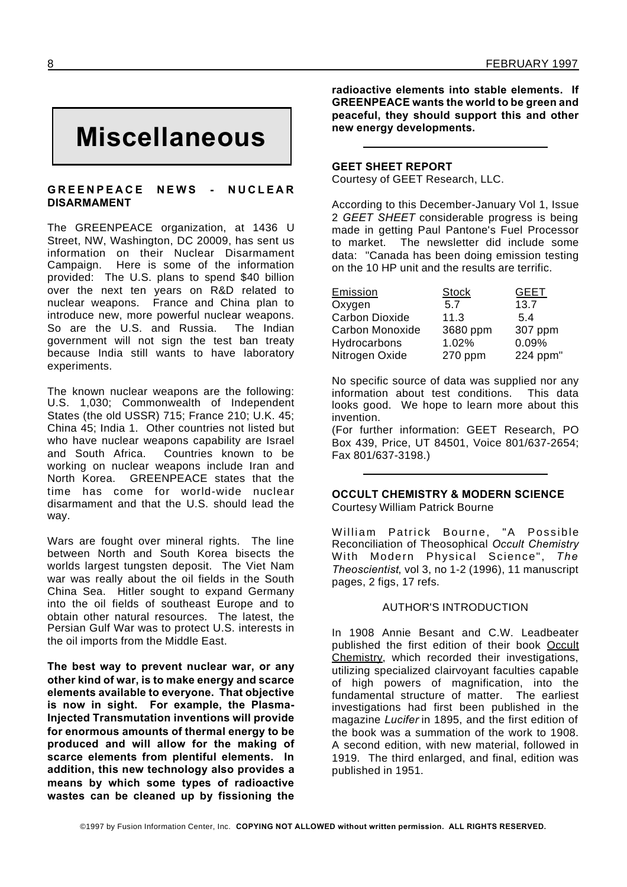# Miscellaneous

### GREENPEACE NEWS - NUCLEAR DISARMAMENT

The GREENPEACE organization, at 1436 U Street, NW, Washington, DC 20009, has sent us information on their Nuclear Disarmament Campaign. Here is some of the information provided: The U.S. plans to spend $40 billion over the next ten years on R&D related to nuclear weapons. France and China plan to introduce new, more powerful nuclear weapons. So are the U.S. and Russia. The Indian government will not sign the test ban treaty because India still wants to have laboratory experiments.

The known nuclear weapons are the following: U.S. 1,030; Commonwealth of Independent States (the old USSR) 715; France 210; U.K. 45; China 45; India 1. Other countries not listed but who have nuclear weapons capability are Israel and South Africa. Countries known to be working on nuclear weapons include Iran and North Korea. GREENPEACE states that the time has come for world-wide nuclear disarmament and that the U.S. should lead the way.

Wars are fought over mineral rights. The line between North and South Korea bisects the worlds largest tungsten deposit. The Viet Nam war was really about the oil fields in the South China Sea. Hitler sought to expand Germany into the oil fields of southeast Europe and to obtain other natural resources. The latest, the Persian Gulf War was to protect U.S. interests in the oil imports from the Middle East.

**The best way to prevent nuclear war, or any other kind of war, is to make energy and scarce elements available to everyone. That objective is now in sight. For example, the Plasma-Injected Transmutation inventions will provide for enormous amounts of thermal energy to be produced and will allow for the making of scarce elements from plentiful elements. In addition, this new technology also provides a means by which some types of radioactive wastes can be cleaned up by fissioning the radioactive elements into stable elements. If GREENPEACE wants the world to be green and peaceful, they should support this and other new energy developments.**

---

### GEET SHEET REPORT

Courtesy of GEET Research, LLC.

According to this December-January Vol 1, Issue 2 *GEET SHEET* considerable progress is being made in getting Paul Pantone's Fuel Processor to market. The newsletter did include some data: "Canada has been doing emission testing on the 10 HP unit and the results are terrific.

| Emission | Stock | GEET |
|---|---|---|
| Oxygen | 5.7 | 13.7 |
| Carbon Dioxide | 11.3 | 5.4 |
| Carbon Monoxide | 3680 ppm | 307 ppm |
| Hydrocarbons | 1.02% | 0.09% |
| Nitrogen Oxide | 270 ppm | 224 ppm" |

No specific source of data was supplied nor any information about test conditions. This data looks good. We hope to learn more about this invention.

(For further information: GEET Research, PO Box 439, Price, UT 84501, Voice 801/637-2654; Fax 801/637-3198.)

---

### OCCULT CHEMISTRY & MODERN SCIENCE

Courtesy William Patrick Bourne

William Patrick Bourne, "A Possible Reconciliation of Theosophical *Occult Chemistry* With Modern Physical Science", *The Theoscientist*, vol 3, no 1-2 (1996), 11 manuscript pages, 2 figs, 17 refs.

AUTHOR'S INTRODUCTION

In 1908 Annie Besant and C.W. Leadbeater published the first edition of their book Occult Chemistry, which recorded their investigations, utilizing specialized clairvoyant faculties capable of high powers of magnification, into the fundamental structure of matter. The earliest investigations had first been published in the magazine *Lucifer* in 1895, and the first edition of the book was a summation of the work to 1908. A second edition, with new material, followed in 1919. The third enlarged, and final, edition was published in 1951.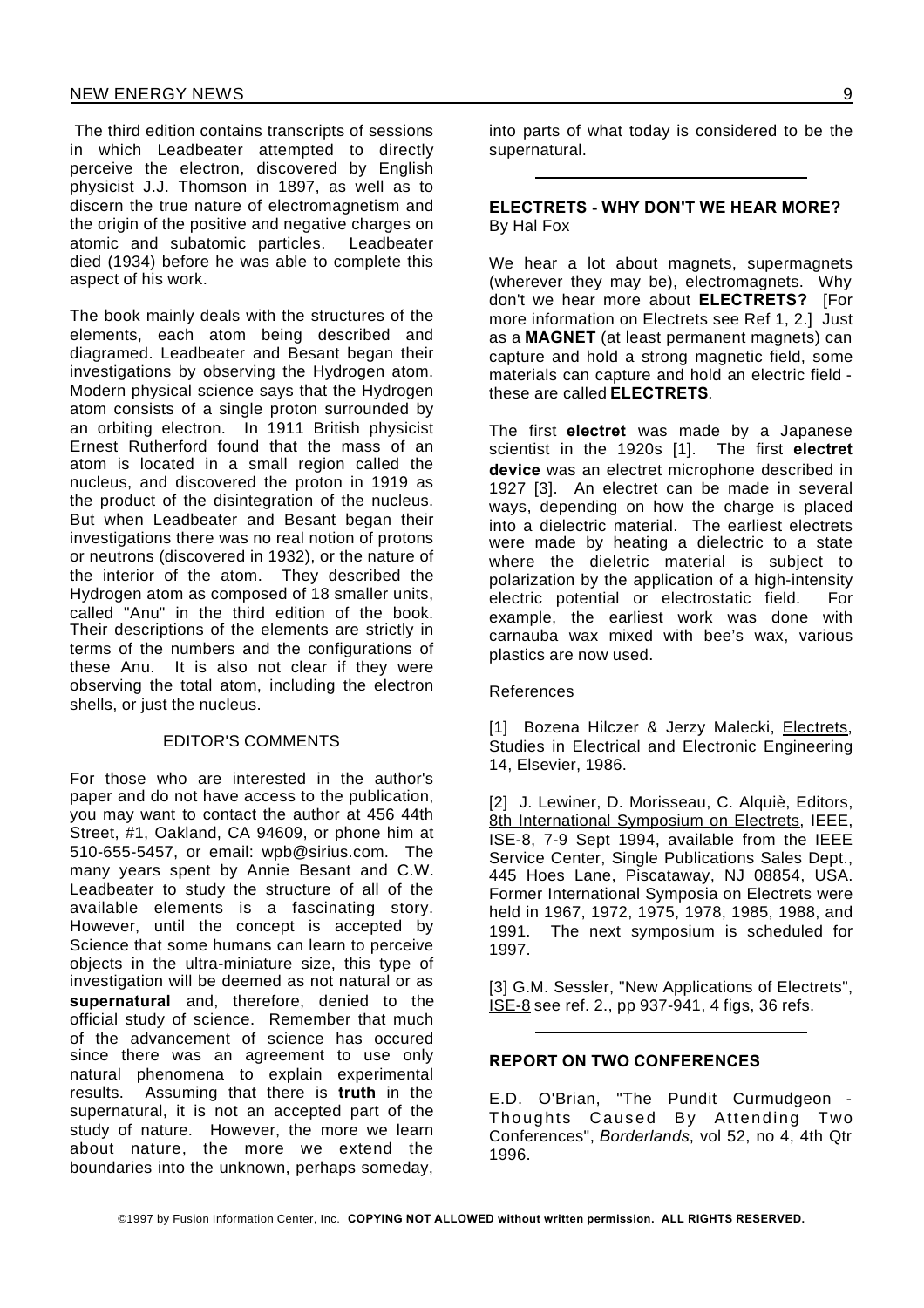The third edition contains transcripts of sessions in which Leadbeater attempted to directly perceive the electron, discovered by English physicist J.J. Thomson in 1897, as well as to discern the true nature of electromagnetism and the origin of the positive and negative charges on atomic and subatomic particles. Leadbeater died (1934) before he was able to complete this aspect of his work.

The book mainly deals with the structures of the elements, each atom being described and diagramed. Leadbeater and Besant began their investigations by observing the Hydrogen atom. Modern physical science says that the Hydrogen atom consists of a single proton surrounded by an orbiting electron. In 1911 British physicist Ernest Rutherford found that the mass of an atom is located in a small region called the nucleus, and discovered the proton in 1919 as the product of the disintegration of the nucleus. But when Leadbeater and Besant began their investigations there was no real notion of protons or neutrons (discovered in 1932), or the nature of the interior of the atom. They described the Hydrogen atom as composed of 18 smaller units, called "Anu" in the third edition of the book. Their descriptions of the elements are strictly in terms of the numbers and the configurations of these Anu. It is also not clear if they were observing the total atom, including the electron shells, or just the nucleus.

### EDITOR'S COMMENTS

For those who are interested in the author's paper and do not have access to the publication, you may want to contact the author at 456 44th Street, #1, Oakland, CA 94609, or phone him at 510-655-5457, or email: wpb@sirius.com. The many years spent by Annie Besant and C.W. Leadbeater to study the structure of all of the available elements is a fascinating story. However, until the concept is accepted by Science that some humans can learn to perceive objects in the ultra-miniature size, this type of investigation will be deemed as not natural or as **supernatural** and, therefore, denied to the official study of science. Remember that much of the advancement of science has occured since there was an agreement to use only natural phenomena to explain experimental results. Assuming that there is **truth** in the supernatural, it is not an accepted part of the study of nature. However, the more we learn about nature, the more we extend the boundaries into the unknown, perhaps someday, into parts of what today is considered to be the supernatural.

---

## ELECTRETS - WHY DON'T WE HEAR MORE?

By Hal Fox

We hear a lot about magnets, supermagnets (wherever they may be), electromagnets. Why don't we hear more about **ELECTRETS?** [For more information on Electrets see Ref 1, 2.] Just as a **MAGNET** (at least permanent magnets) can capture and hold a strong magnetic field, some materials can capture and hold an electric field - these are called **ELECTRETS**.

The first **electret** was made by a Japanese scientist in the 1920s [1]. The first **electret device** was an electret microphone described in 1927 [3]. An electret can be made in several ways, depending on how the charge is placed into a dielectric material. The earliest electrets were made by heating a dielectric to a state where the dieletric material is subject to polarization by the application of a high-intensity electric potential or electrostatic field. For example, the earliest work was done with carnauba wax mixed with bee's wax, various plastics are now used.

References

[1] Bozena Hilczer & Jerzy Malecki, Electrets, Studies in Electrical and Electronic Engineering 14, Elsevier, 1986.

[2] J. Lewiner, D. Morisseau, C. Alquiè, Editors, 8th International Symposium on Electrets, IEEE, ISE-8, 7-9 Sept 1994, available from the IEEE Service Center, Single Publications Sales Dept., 445 Hoes Lane, Piscataway, NJ 08854, USA. Former International Symposia on Electrets were held in 1967, 1972, 1975, 1978, 1985, 1988, and 1991. The next symposium is scheduled for 1997.

[3] G.M. Sessler, "New Applications of Electrets", ISE-8 see ref. 2., pp 937-941, 4 figs, 36 refs.

---

## REPORT ON TWO CONFERENCES

E.D. O'Brian, "The Pundit Curmudgeon - Thoughts Caused By Attending Two Conferences", *Borderlands*, vol 52, no 4, 4th Qtr 1996.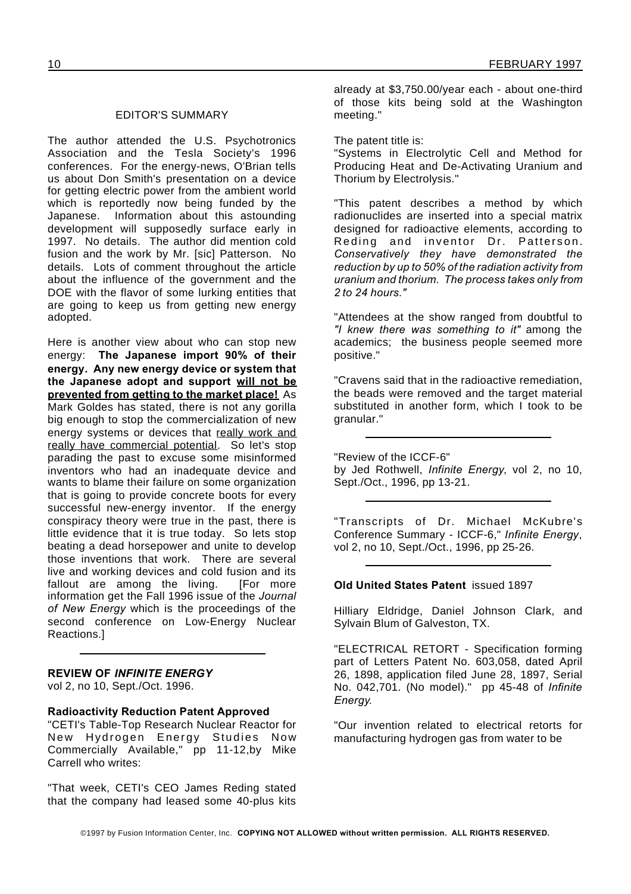### EDITOR'S SUMMARY

The author attended the U.S. Psychotronics Association and the Tesla Society's 1996 conferences. For the energy-news, O'Brian tells us about Don Smith's presentation on a device for getting electric power from the ambient world which is reportedly now being funded by the Japanese. Information about this astounding development will supposedly surface early in 1997. No details. The author did mention cold fusion and the work by Mr. [sic] Patterson. No details. Lots of comment throughout the article about the influence of the government and the DOE with the flavor of some lurking entities that are going to keep us from getting new energy adopted.

Here is another view about who can stop new energy: **The Japanese import 90% of their energy. Any new energy device or system that the Japanese adopt and support <u>will not be prevented from getting to the market place!</u>** As Mark Goldes has stated, there is not any gorilla big enough to stop the commercialization of new energy systems or devices that <u>really work and really have commercial potential</u>. So let's stop parading the past to excuse some misinformed inventors who had an inadequate device and wants to blame their failure on some organization that is going to provide concrete boots for every successful new-energy inventor. If the energy conspiracy theory were true in the past, there is little evidence that it is true today. So lets stop beating a dead horsepower and unite to develop those inventions that work. There are several live and working devices and cold fusion and its fallout are among the living. [For more information get the Fall 1996 issue of the *Journal of New Energy* which is the proceedings of the second conference on Low-Energy Nuclear Reactions.]

---

**REVIEW OF *INFINITE ENERGY***
vol 2, no 10, Sept./Oct. 1996.

**Radioactivity Reduction Patent Approved**
"CETI's Table-Top Research Nuclear Reactor for New Hydrogen Energy Studies Now Commercially Available," pp 11-12,by Mike Carrell who writes:

"That week, CETI's CEO James Reding stated that the company had leased some 40-plus kits already at $3,750.00/year each - about one-third of those kits being sold at the Washington meeting."

The patent title is:
"Systems in Electrolytic Cell and Method for Producing Heat and De-Activating Uranium and Thorium by Electrolysis."

"This patent describes a method by which radionuclides are inserted into a special matrix designed for radioactive elements, according to Reding and inventor Dr. Patterson. *Conservatively they have demonstrated the reduction by up to 50% of the radiation activity from uranium and thorium. The process takes only from 2 to 24 hours."*

"Attendees at the show ranged from doubtful to *"I knew there was something to it"* among the academics; the business people seemed more positive."

"Cravens said that in the radioactive remediation, the beads were removed and the target material substituted in another form, which I took to be granular."

---

"Review of the ICCF-6"
by Jed Rothwell, *Infinite Energy*, vol 2, no 10, Sept./Oct., 1996, pp 13-21.

---

"Transcripts of Dr. Michael McKubre's Conference Summary - ICCF-6," *Infinite Energy*, vol 2, no 10, Sept./Oct., 1996, pp 25-26.

---

**Old United States Patent** issued 1897

Hilliary Eldridge, Daniel Johnson Clark, and Sylvain Blum of Galveston, TX.

"ELECTRICAL RETORT - Specification forming part of Letters Patent No. 603,058, dated April 26, 1898, application filed June 28, 1897, Serial No. 042,701. (No model)." pp 45-48 of *Infinite Energy.*

"Our invention related to electrical retorts for manufacturing hydrogen gas from water to be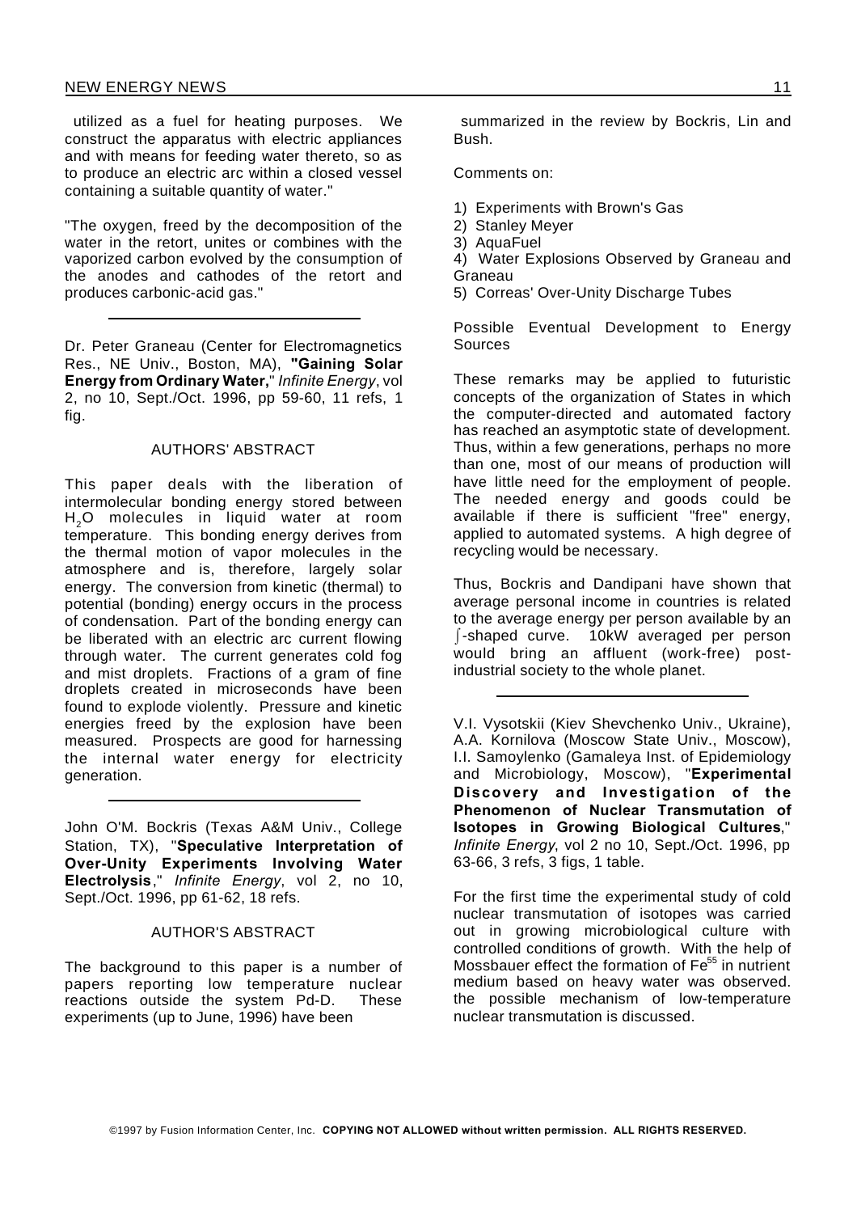utilized as a fuel for heating purposes. We construct the apparatus with electric appliances and with means for feeding water thereto, so as to produce an electric arc within a closed vessel containing a suitable quantity of water."

"The oxygen, freed by the decomposition of the water in the retort, unites or combines with the vaporized carbon evolved by the consumption of the anodes and cathodes of the retort and produces carbonic-acid gas."

---

Dr. Peter Graneau (Center for Electromagnetics Res., NE Univ., Boston, MA), **"Gaining Solar Energy from Ordinary Water,"** *Infinite Energy*, vol 2, no 10, Sept./Oct. 1996, pp 59-60, 11 refs, 1 fig.

AUTHORS' ABSTRACT

This paper deals with the liberation of intermolecular bonding energy stored between $H_2O$ molecules in liquid water at room temperature. This bonding energy derives from the thermal motion of vapor molecules in the atmosphere and is, therefore, largely solar energy. The conversion from kinetic (thermal) to potential (bonding) energy occurs in the process of condensation. Part of the bonding energy can be liberated with an electric arc current flowing through water. The current generates cold fog and mist droplets. Fractions of a gram of fine droplets created in microseconds have been found to explode violently. Pressure and kinetic energies freed by the explosion have been measured. Prospects are good for harnessing the internal water energy for electricity generation.

---

John O'M. Bockris (Texas A&M Univ., College Station, TX), "**Speculative Interpretation of Over-Unity Experiments Involving Water Electrolysis**," *Infinite Energy*, vol 2, no 10, Sept./Oct. 1996, pp 61-62, 18 refs.

AUTHOR'S ABSTRACT

The background to this paper is a number of papers reporting low temperature nuclear reactions outside the system Pd-D. These experiments (up to June, 1996) have been summarized in the review by Bockris, Lin and Bush.

Comments on:

1) Experiments with Brown's Gas
2) Stanley Meyer
3) AquaFuel
4) Water Explosions Observed by Graneau and Graneau
5) Correas' Over-Unity Discharge Tubes

Possible Eventual Development to Energy Sources

These remarks may be applied to futuristic concepts of the organization of States in which the computer-directed and automated factory has reached an asymptotic state of development. Thus, within a few generations, perhaps no more than one, most of our means of production will have little need for the employment of people. The needed energy and goods could be available if there is sufficient "free" energy, applied to automated systems. A high degree of recycling would be necessary.

Thus, Bockris and Dandipani have shown that average personal income in countries is related to the average energy per person available by an $\int$-shaped curve. 10kW averaged per person would bring an affluent (work-free) post-industrial society to the whole planet.

---

V.I. Vysotskii (Kiev Shevchenko Univ., Ukraine), A.A. Kornilova (Moscow State Univ., Moscow), I.I. Samoylenko (Gamaleya Inst. of Epidemiology and Microbiology, Moscow), "**Experimental Discovery and Investigation of the Phenomenon of Nuclear Transmutation of Isotopes in Growing Biological Cultures**," *Infinite Energy*, vol 2 no 10, Sept./Oct. 1996, pp 63-66, 3 refs, 3 figs, 1 table.

For the first time the experimental study of cold nuclear transmutation of isotopes was carried out in growing microbiological culture with controlled conditions of growth. With the help of Mossbauer effect the formation of $Fe^{55}$ in nutrient medium based on heavy water was observed. the possible mechanism of low-temperature nuclear transmutation is discussed.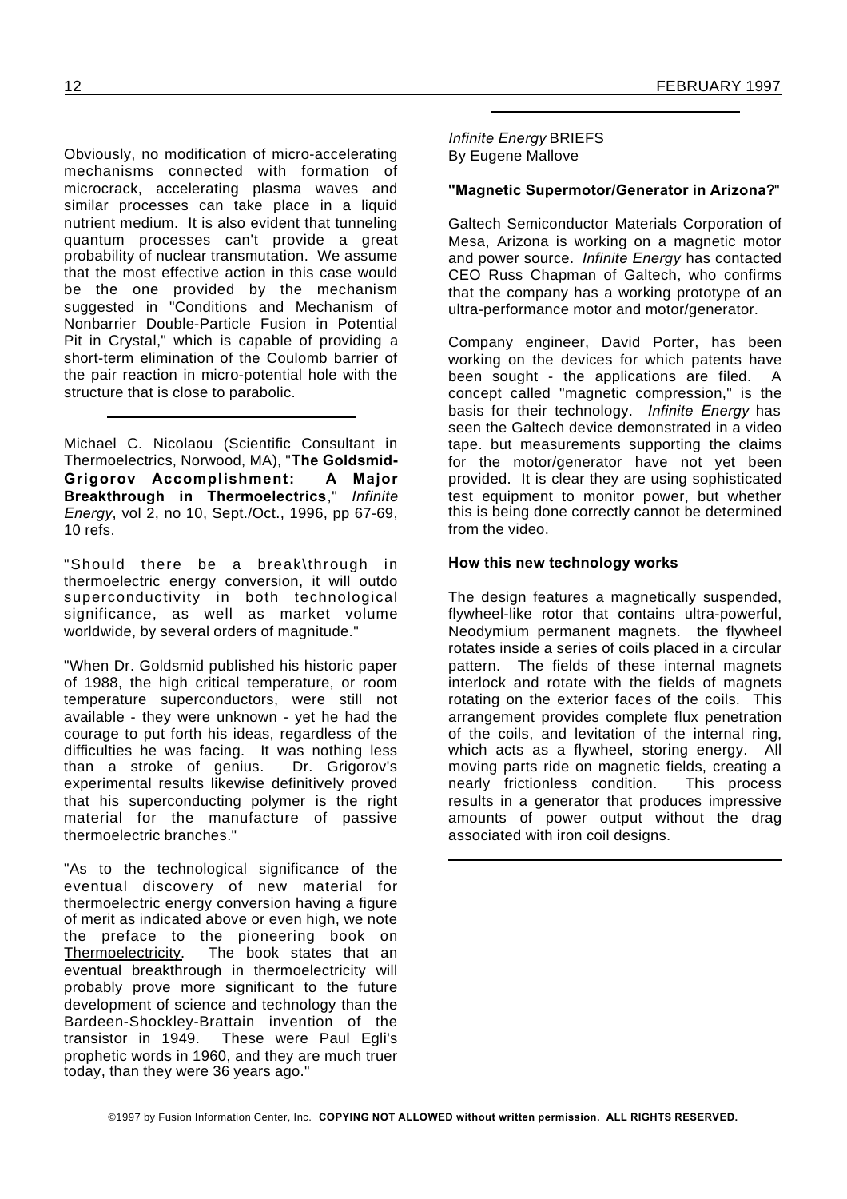Obviously, no modification of micro-accelerating mechanisms connected with formation of microcrack, accelerating plasma waves and similar processes can take place in a liquid nutrient medium. It is also evident that tunneling quantum processes can't provide a great probability of nuclear transmutation. We assume that the most effective action in this case would be the one provided by the mechanism suggested in "Conditions and Mechanism of Nonbarrier Double-Particle Fusion in Potential Pit in Crystal," which is capable of providing a short-term elimination of the Coulomb barrier of the pair reaction in micro-potential hole with the structure that is close to parabolic.

---

Michael C. Nicolaou (Scientific Consultant in Thermoelectrics, Norwood, MA), "**The Goldsmid-Grigorov Accomplishment: A Major Breakthrough in Thermoelectrics**," *Infinite Energy*, vol 2, no 10, Sept./Oct., 1996, pp 67-69, 10 refs.

"Should there be a break\through in thermoelectric energy conversion, it will outdo superconductivity in both technological significance, as well as market volume worldwide, by several orders of magnitude."

"When Dr. Goldsmid published his historic paper of 1988, the high critical temperature, or room temperature superconductors, were still not available - they were unknown - yet he had the courage to put forth his ideas, regardless of the difficulties he was facing. It was nothing less than a stroke of genius. Dr. Grigorov's experimental results likewise definitively proved that his superconducting polymer is the right material for the manufacture of passive thermoelectric branches."

"As to the technological significance of the eventual discovery of new material for thermoelectric energy conversion having a figure of merit as indicated above or even high, we note the preface to the pioneering book on Thermoelectricity. The book states that an eventual breakthrough in thermoelectricity will probably prove more significant to the future development of science and technology than the Bardeen-Shockley-Brattain invention of the transistor in 1949. These were Paul Egli's prophetic words in 1960, and they are much truer today, than they were 36 years ago."

---

*Infinite Energy* BRIEFS
By Eugene Mallove

**"Magnetic Supermotor/Generator in Arizona?"**

Galtech Semiconductor Materials Corporation of Mesa, Arizona is working on a magnetic motor and power source. *Infinite Energy* has contacted CEO Russ Chapman of Galtech, who confirms that the company has a working prototype of an ultra-performance motor and motor/generator.

Company engineer, David Porter, has been working on the devices for which patents have been sought - the applications are filed. A concept called "magnetic compression," is the basis for their technology. *Infinite Energy* has seen the Galtech device demonstrated in a video tape. but measurements supporting the claims for the motor/generator have not yet been provided. It is clear they are using sophisticated test equipment to monitor power, but whether this is being done correctly cannot be determined from the video.

**How this new technology works**

The design features a magnetically suspended, flywheel-like rotor that contains ultra-powerful, Neodymium permanent magnets. the flywheel rotates inside a series of coils placed in a circular pattern. The fields of these internal magnets interlock and rotate with the fields of magnets rotating on the exterior faces of the coils. This arrangement provides complete flux penetration of the coils, and levitation of the internal ring, which acts as a flywheel, storing energy. All moving parts ride on magnetic fields, creating a nearly frictionless condition. This process results in a generator that produces impressive amounts of power output without the drag associated with iron coil designs.

---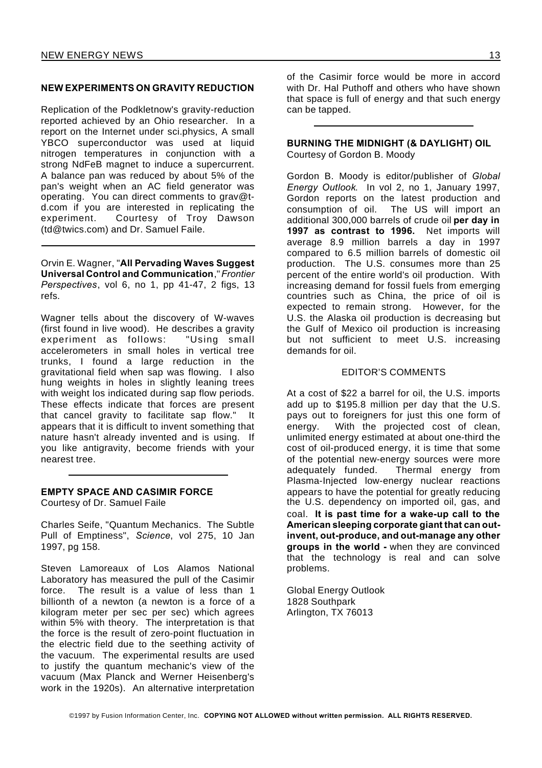## NEW EXPERIMENTS ON GRAVITY REDUCTION

Replication of the Podkletnow's gravity-reduction reported achieved by an Ohio researcher. In a report on the Internet under sci.physics, A small YBCO superconductor was used at liquid nitrogen temperatures in conjunction with a strong NdFeB magnet to induce a supercurrent. A balance pan was reduced by about 5% of the pan's weight when an AC field generator was operating. You can direct comments to grav@t-d.com if you are interested in replicating the experiment. Courtesy of Troy Dawson (td@twics.com) and Dr. Samuel Faile.

---

Orvin E. Wagner, "**All Pervading Waves Suggest Universal Control and Communication**," *Frontier Perspectives*, vol 6, no 1, pp 41-47, 2 figs, 13 refs.

Wagner tells about the discovery of W-waves (first found in live wood). He describes a gravity experiment as follows: "Using small accelerometers in small holes in vertical tree trunks, I found a large reduction in the gravitational field when sap was flowing. I also hung weights in holes in slightly leaning trees with weight los indicated during sap flow periods. These effects indicate that forces are present that cancel gravity to facilitate sap flow." It appears that it is difficult to invent something that nature hasn't already invented and is using. If you like antigravity, become friends with your nearest tree.

---

## EMPTY SPACE AND CASIMIR FORCE

Courtesy of Dr. Samuel Faile

Charles Seife, "Quantum Mechanics. The Subtle Pull of Emptiness", *Science*, vol 275, 10 Jan 1997, pg 158.

Steven Lamoreaux of Los Alamos National Laboratory has measured the pull of the Casimir force. The result is a value of less than 1 billionth of a newton (a newton is a force of a kilogram meter per sec per sec) which agrees within 5% with theory. The interpretation is that the force is the result of zero-point fluctuation in the electric field due to the seething activity of the vacuum. The experimental results are used to justify the quantum mechanic's view of the vacuum (Max Planck and Werner Heisenberg's work in the 1920s). An alternative interpretation of the Casimir force would be more in accord with Dr. Hal Puthoff and others who have shown that space is full of energy and that such energy can be tapped.

---

## BURNING THE MIDNIGHT (& DAYLIGHT) OIL

Courtesy of Gordon B. Moody

Gordon B. Moody is editor/publisher of *Global Energy Outlook*. In vol 2, no 1, January 1997, Gordon reports on the latest production and consumption of oil. The US will import an additional 300,000 barrels of crude oil **per day in 1997 as contrast to 1996.** Net imports will average 8.9 million barrels a day in 1997 compared to 6.5 million barrels of domestic oil production. The U.S. consumes more than 25 percent of the entire world's oil production. With increasing demand for fossil fuels from emerging countries such as China, the price of oil is expected to remain strong. However, for the U.S. the Alaska oil production is decreasing but the Gulf of Mexico oil production is increasing but not sufficient to meet U.S. increasing demands for oil.

### EDITOR'S COMMENTS

At a cost of $22 a barrel for oil, the U.S. imports add up to $195.8 million per day that the U.S. pays out to foreigners for just this one form of energy. With the projected cost of clean, unlimited energy estimated at about one-third the cost of oil-produced energy, it is time that some of the potential new-energy sources were more adequately funded. Thermal energy from Plasma-Injected low-energy nuclear reactions appears to have the potential for greatly reducing the U.S. dependency on imported oil, gas, and coal. **It is past time for a wake-up call to the American sleeping corporate giant that can out-invent, out-produce, and out-manage any other groups in the world -** when they are convinced that the technology is real and can solve problems.

Global Energy Outlook
1828 Southpark
Arlington, TX 76013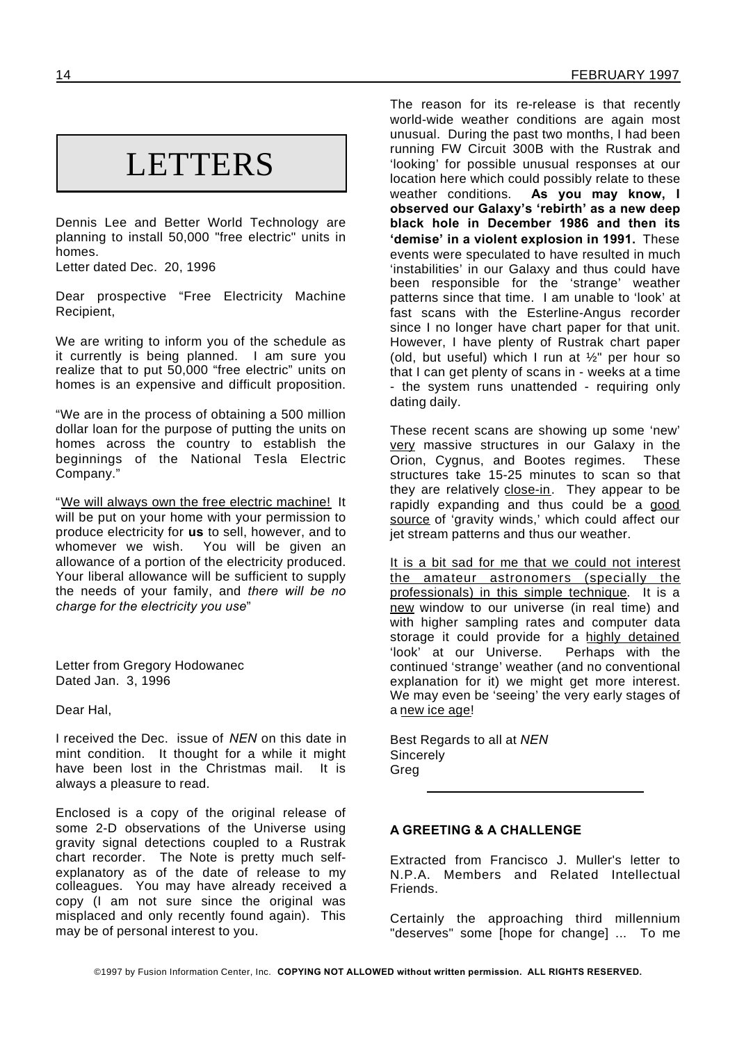# LETTERS

Dennis Lee and Better World Technology are planning to install 50,000 "free electric" units in homes.
Letter dated Dec. 20, 1996

Dear prospective "Free Electricity Machine Recipient,

We are writing to inform you of the schedule as it currently is being planned. I am sure you realize that to put 50,000 "free electric" units on homes is an expensive and difficult proposition.

"We are in the process of obtaining a 500 million dollar loan for the purpose of putting the units on homes across the country to establish the beginnings of the National Tesla Electric Company."

"<u>We will always own the free electric machine!</u> It will be put on your home with your permission to produce electricity for **us** to sell, however, and to whomever we wish. You will be given an allowance of a portion of the electricity produced. Your liberal allowance will be sufficient to supply the needs of your family, and *there will be no charge for the electricity you use*"

Letter from Gregory Hodowanec
Dated Jan. 3, 1996

Dear Hal,

I received the Dec. issue of *NEN* on this date in mint condition. It thought for a while it might have been lost in the Christmas mail. It is always a pleasure to read.

Enclosed is a copy of the original release of some 2-D observations of the Universe using gravity signal detections coupled to a Rustrak chart recorder. The Note is pretty much self-explanatory as of the date of release to my colleagues. You may have already received a copy (I am not sure since the original was misplaced and only recently found again). This may be of personal interest to you.

The reason for its re-release is that recently world-wide weather conditions are again most unusual. During the past two months, I had been running FW Circuit 300B with the Rustrak and 'looking' for possible unusual responses at our location here which could possibly relate to these weather conditions. **As you may know, I observed our Galaxy's 'rebirth' as a new deep black hole in December 1986 and then its 'demise' in a violent explosion in 1991.** These events were speculated to have resulted in much 'instabilities' in our Galaxy and thus could have been responsible for the 'strange' weather patterns since that time. I am unable to 'look' at fast scans with the Esterline-Angus recorder since I no longer have chart paper for that unit. However, I have plenty of Rustrak chart paper (old, but useful) which I run at ½" per hour so that I can get plenty of scans in - weeks at a time - the system runs unattended - requiring only dating daily.

These recent scans are showing up some 'new' <u>very</u> massive structures in our Galaxy in the Orion, Cygnus, and Bootes regimes. These structures take 15-25 minutes to scan so that they are relatively <u>close-in</u>. They appear to be rapidly expanding and thus could be a <u>good source</u> of 'gravity winds,' which could affect our jet stream patterns and thus our weather.

<u>It is a bit sad for me that we could not interest the amateur astronomers (specially the professionals) in this simple technique</u>. It is a <u>new</u> window to our universe (in real time) and with higher sampling rates and computer data storage it could provide for a <u>highly detained</u> 'look' at our Universe. Perhaps with the continued 'strange' weather (and no conventional explanation for it) we might get more interest. We may even be 'seeing' the very early stages of a <u>new ice age</u>!

Best Regards to all at *NEN*
Sincerely
Greg

---

**A GREETING & A CHALLENGE**

Extracted from Francisco J. Muller's letter to N.P.A. Members and Related Intellectual Friends.

Certainly the approaching third millennium "deserves" some [hope for change] ... To me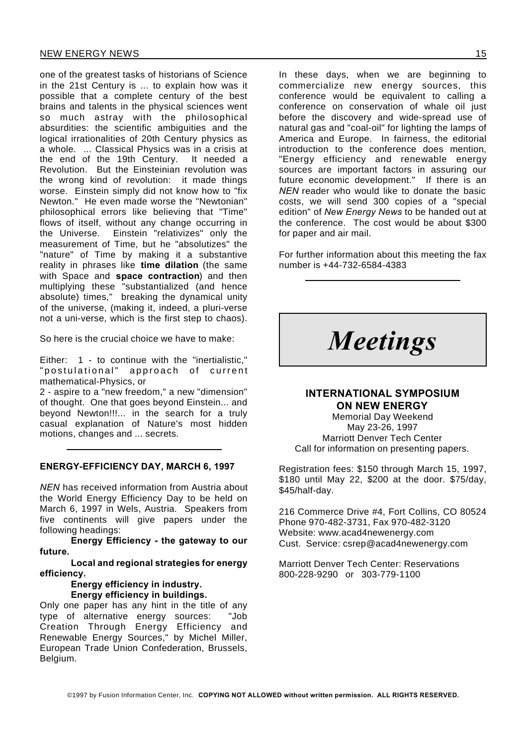one of the greatest tasks of historians of Science in the 21st Century is ... to explain how was it possible that a complete century of the best brains and talents in the physical sciences went so much astray with the philosophical absurdities: the scientific ambiguities and the logical irrationalities of 20th Century physics as a whole. ... Classical Physics was in a crisis at the end of the 19th Century. It needed a Revolution. But the Einsteinian revolution was the wrong kind of revolution: it made things worse. Einstein simply did not know how to "fix Newton." He even made worse the "Newtonian" philosophical errors like believing that "Time" flows of itself, without any change occurring in the Universe. Einstein "relativizes" only the measurement of Time, but he "absolutizes" the "nature" of Time by making it a substantive reality in phrases like **time dilation** (the same with Space and **space contraction**) and then multiplying these "substantialized (and hence absolute) times," breaking the dynamical unity of the universe, (making it, indeed, a pluri-verse not a uni-verse, which is the first step to chaos).

So here is the crucial choice we have to make:

Either: 1 - to continue with the "inertialistic," "postulational" approach of current mathematical-Physics, or

2 - aspire to a "new freedom," a new "dimension" of thought. One that goes beyond Einstein... and beyond Newton!!!... in the search for a truly casual explanation of Nature's most hidden motions, changes and ... secrets.

---

### ENERGY-EFFICIENCY DAY, MARCH 6, 1997

*NEN* has received information from Austria about the World Energy Efficiency Day to be held on March 6, 1997 in Wels, Austria. Speakers from five continents will give papers under the following headings:

**Energy Efficiency - the gateway to our future.**

**Local and regional strategies for energy efficiency.**

**Energy efficiency in industry.**

**Energy efficiency in buildings.**

Only one paper has any hint in the title of any type of alternative energy sources: "Job Creation Through Energy Efficiency and Renewable Energy Sources," by Michel Miller, European Trade Union Confederation, Brussels, Belgium.

In these days, when we are beginning to commercialize new energy sources, this conference would be equivalent to calling a conference on conservation of whale oil just before the discovery and wide-spread use of natural gas and "coal-oil" for lighting the lamps of America and Europe. In fairness, the editorial introduction to the conference does mention, "Energy efficiency and renewable energy sources are important factors in assuring our future economic development." If there is an *NEN* reader who would like to donate the basic costs, we will send 300 copies of a "special edition" of *New Energy News* to be handed out at the conference. The cost would be about $300 for paper and air mail.

For further information about this meeting the fax number is +44-732-6584-4383

---

# *Meetings*

### INTERNATIONAL SYMPOSIUM ON NEW ENERGY

Memorial Day Weekend
May 23-26, 1997
Marriott Denver Tech Center
Call for information on presenting papers.

Registration fees: $150 through March 15, 1997, $180 until May 22, $200 at the door. $75/day, $45/half-day.

216 Commerce Drive #4, Fort Collins, CO 80524
Phone 970-482-3731, Fax 970-482-3120
Website: www.acad4newenergy.com
Cust. Service: csrep@acad4newenergy.com

Marriott Denver Tech Center: Reservations 800-228-9290 or 303-779-1100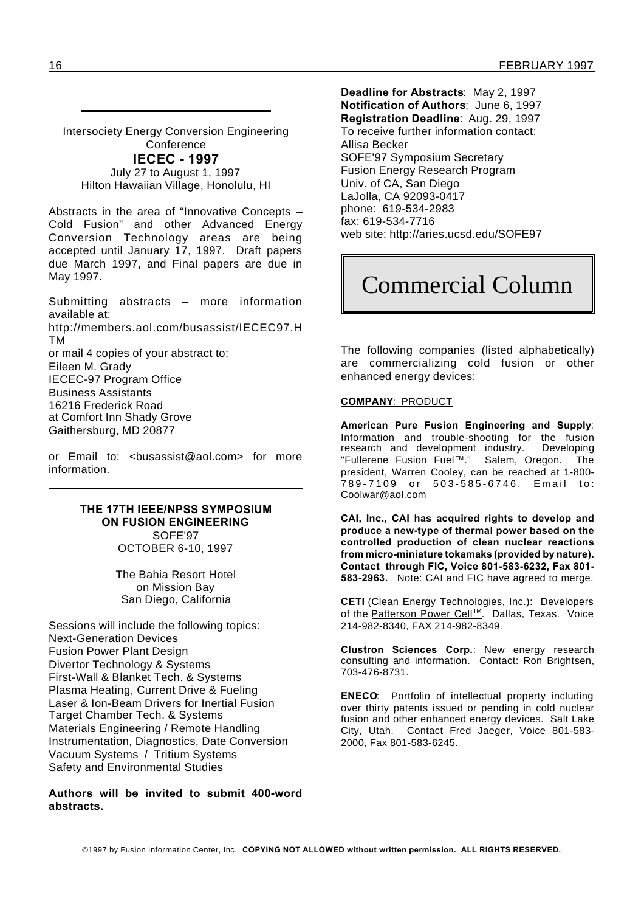Intersociety Energy Conversion Engineering Conference

**IECEC - 1997**

July 27 to August 1, 1997
Hilton Hawaiian Village, Honolulu, HI

Abstracts in the area of "Innovative Concepts – Cold Fusion" and other Advanced Energy Conversion Technology areas are being accepted until January 17, 1997. Draft papers due March 1997, and Final papers are due in May 1997.

Submitting abstracts – more information available at:
http://members.aol.com/busassist/IECEC97.HTM
or mail 4 copies of your abstract to:
Eileen M. Grady
IECEC-97 Program Office
Business Assistants
16216 Frederick Road
at Comfort Inn Shady Grove
Gaithersburg, MD 20877

or Email to: <busassist@aol.com> for more information.

---

**THE 17TH IEEE/NPSS SYMPOSIUM ON FUSION ENGINEERING**

SOFE'97
OCTOBER 6-10, 1997

The Bahia Resort Hotel
on Mission Bay
San Diego, California

Sessions will include the following topics:
Next-Generation Devices
Fusion Power Plant Design
Divertor Technology & Systems
First-Wall & Blanket Tech. & Systems
Plasma Heating, Current Drive & Fueling
Laser & Ion-Beam Drivers for Inertial Fusion
Target Chamber Tech. & Systems
Materials Engineering / Remote Handling
Instrumentation, Diagnostics, Date Conversion
Vacuum Systems / Tritium Systems
Safety and Environmental Studies

**Authors will be invited to submit 400-word abstracts.**

**Deadline for Abstracts**: May 2, 1997
**Notification of Authors**: June 6, 1997
**Registration Deadline**: Aug. 29, 1997
To receive further information contact:
Allisa Becker
SOFE'97 Symposium Secretary
Fusion Energy Research Program
Univ. of CA, San Diego
LaJolla, CA 92093-0417
phone: 619-534-2983
fax: 619-534-7716
web site: http://aries.ucsd.edu/SOFE97

# Commercial Column

The following companies (listed alphabetically) are commercializing cold fusion or other enhanced energy devices:

**COMPANY**: PRODUCT

**American Pure Fusion Engineering and Supply**: Information and trouble-shooting for the fusion research and development industry. Developing "Fullerene Fusion Fuel™." Salem, Oregon. The president, Warren Cooley, can be reached at 1-800-789-7109 or 503-585-6746. Email to: Coolwar@aol.com

**CAI, Inc., CAI has acquired rights to develop and produce a new-type of thermal power based on the controlled production of clean nuclear reactions from micro-miniature tokamaks (provided by nature). Contact through FIC, Voice 801-583-6232, Fax 801-583-2963.** Note: CAI and FIC have agreed to merge.

**CETI** (Clean Energy Technologies, Inc.): Developers of the Patterson Power Cell™. Dallas, Texas. Voice 214-982-8340, FAX 214-982-8349.

**Clustron Sciences Corp.**: New energy research consulting and information. Contact: Ron Brightsen, 703-476-8731.

**ENECO**: Portfolio of intellectual property including over thirty patents issued or pending in cold nuclear fusion and other enhanced energy devices. Salt Lake City, Utah. Contact Fred Jaeger, Voice 801-583-2000, Fax 801-583-6245.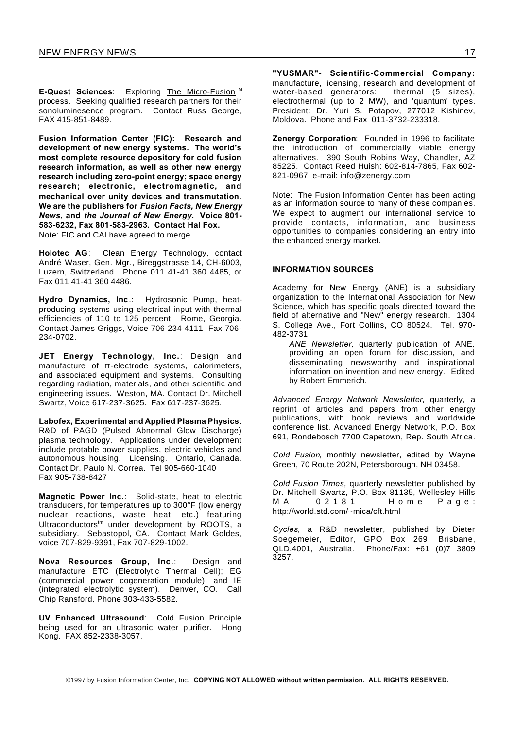**E-Quest Sciences**: Exploring The Micro-Fusion™ process. Seeking qualified research partners for their sonoluminesence program. Contact Russ George, FAX 415-851-8489.

**Fusion Information Center (FIC): Research and development of new energy systems. The world's most complete resource depository for cold fusion research information, as well as other new energy research including zero-point energy; space energy research; electronic, electromagnetic, and mechanical over unity devices and transmutation. We are the publishers for *Fusion Facts, New Energy News*, and *the Journal of New Energy.* Voice 801-583-6232, Fax 801-583-2963. Contact Hal Fox.**
Note: FIC and CAI have agreed to merge.

**Holotec AG**: Clean Energy Technology, contact André Waser, Gen. Mgr., Bireggstrasse 14, CH-6003, Luzern, Switzerland. Phone 011 41-41 360 4485, or Fax 011 41-41 360 4486.

**Hydro Dynamics, Inc**.: Hydrosonic Pump, heat-producing systems using electrical input with thermal efficiencies of 110 to 125 percent. Rome, Georgia. Contact James Griggs, Voice 706-234-4111 Fax 706-234-0702.

**JET Energy Technology, Inc.**: Design and manufacture of π-electrode systems, calorimeters, and associated equipment and systems. Consulting regarding radiation, materials, and other scientific and engineering issues. Weston, MA. Contact Dr. Mitchell Swartz, Voice 617-237-3625. Fax 617-237-3625.

**Labofex, Experimental and Applied Plasma Physics**: R&D of PAGD (Pulsed Abnormal Glow Discharge) plasma technology. Applications under development include protable power supplies, electric vehicles and autonomous housing. Licensing. Ontario, Canada. Contact Dr. Paulo N. Correa. Tel 905-660-1040 Fax 905-738-8427

**Magnetic Power Inc.**: Solid-state, heat to electric transducers, for temperatures up to 300°F (low energy nuclear reactions, waste heat, etc.) featuring Ultraconductors[tm] under development by ROOTS, a subsidiary. Sebastopol, CA. Contact Mark Goldes, voice 707-829-9391, Fax 707-829-1002.

**Nova Resources Group, Inc**.: Design and manufacture ETC (Electrolytic Thermal Cell); EG (commercial power cogeneration module); and IE (integrated electrolytic system). Denver, CO. Call Chip Ransford, Phone 303-433-5582.

**UV Enhanced Ultrasound**: Cold Fusion Principle being used for an ultrasonic water purifier. Hong Kong. FAX 852-2338-3057.

**"YUSMAR"- Scientific-Commercial Company:** manufacture, licensing, research and development of water-based generators: thermal (5 sizes), electrothermal (up to 2 MW), and 'quantum' types. President: Dr. Yuri S. Potapov, 277012 Kishinev, Moldova. Phone and Fax 011-3732-233318.

**Zenergy Corporation**: Founded in 1996 to facilitate the introduction of commercially viable energy alternatives. 390 South Robins Way, Chandler, AZ 85225. Contact Reed Huish: 602-814-7865, Fax 602-821-0967, e-mail: info@zenergy.com

Note: The Fusion Information Center has been acting as an information source to many of these companies. We expect to augment our international service to provide contacts, information, and business opportunities to companies considering an entry into the enhanced energy market.

## INFORMATION SOURCES

Academy for New Energy (ANE) is a subsidiary organization to the International Association for New Science, which has specific goals directed toward the field of alternative and "New" energy research. 1304 S. College Ave., Fort Collins, CO 80524. Tel. 970-482-3731

*ANE Newsletter*, quarterly publication of ANE, providing an open forum for discussion, and disseminating newsworthy and inspirational information on invention and new energy. Edited by Robert Emmerich.

*Advanced Energy Network Newsletter*, quarterly, a reprint of articles and papers from other energy publications, with book reviews and worldwide conference list. Advanced Energy Network, P.O. Box 691, Rondebosch 7700 Capetown, Rep. South Africa.

*Cold Fusion*, monthly newsletter, edited by Wayne Green, 70 Route 202N, Petersborough, NH 03458.

*Cold Fusion Times,* quarterly newsletter published by Dr. Mitchell Swartz, P.O. Box 81135, Wellesley Hills MA 02181. Home Page: http://world.std.com/~mica/cft.html

*Cycles*, a R&D newsletter, published by Dieter Soegemeier, Editor, GPO Box 269, Brisbane, QLD.4001, Australia. Phone/Fax: +61 (0)7 3809 3257.

©1997 by Fusion Information Center, Inc. **COPYING NOT ALLOWED without written permission. ALL RIGHTS RESERVED.**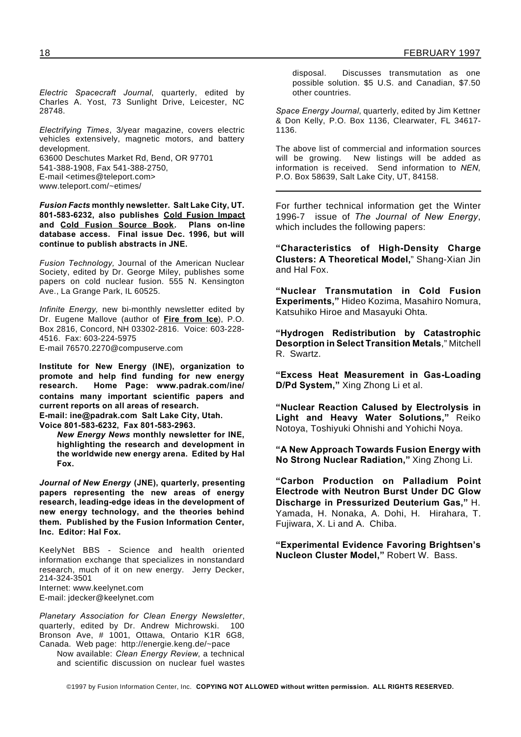*Electric Spacecraft Journal*, quarterly, edited by Charles A. Yost, 73 Sunlight Drive, Leicester, NC 28748.

*Electrifying Times*, 3/year magazine, covers electric vehicles extensively, magnetic motors, and battery development.
63600 Deschutes Market Rd, Bend, OR 97701
541-388-1908, Fax 541-388-2750,
E-mail <etimes@teleport.com>
www.teleport.com/~etimes/

***Fusion Facts* monthly newsletter. Salt Lake City, UT. 801-583-6232, also publishes Cold Fusion Impact and Cold Fusion Source Book. Plans on-line database access. Final issue Dec. 1996, but will continue to publish abstracts in JNE.**

*Fusion Technology,* Journal of the American Nuclear Society, edited by Dr. George Miley, publishes some papers on cold nuclear fusion. 555 N. Kensington Ave., La Grange Park, IL 60525.

*Infinite Energy,* new bi-monthly newsletter edited by Dr. Eugene Mallove (author of **Fire from Ice**), P.O. Box 2816, Concord, NH 03302-2816. Voice: 603-228-4516. Fax: 603-224-5975
E-mail 76570.2270@compuserve.com

**Institute for New Energy (INE), organization to promote and help find funding for new energy research. Home Page: www.padrak.com/ine/ contains many important scientific papers and current reports on all areas of research.**
**E-mail: ine@padrak.com Salt Lake City, Utah.**
**Voice 801-583-6232, Fax 801-583-2963.**

***New Energy News* monthly newsletter for INE, highlighting the research and development in the worldwide new energy arena. Edited by Hal Fox.**

***Journal of New Energy* (JNE), quarterly, presenting papers representing the new areas of energy research, leading-edge ideas in the development of new energy technology, and the theories behind them. Published by the Fusion Information Center, Inc. Editor: Hal Fox.**

KeelyNet BBS - Science and health oriented information exchange that specializes in nonstandard research, much of it on new energy. Jerry Decker, 214-324-3501
Internet: www.keelynet.com
E-mail: jdecker@keelynet.com

*Planetary Association for Clean Energy Newsletter*, quarterly, edited by Dr. Andrew Michrowski. 100 Bronson Ave, # 1001, Ottawa, Ontario K1R 6G8, Canada. Web page: http://energie.keng.de/~pace

Now available: *Clean Energy Review*, a technical and scientific discussion on nuclear fuel wastes disposal. Discusses transmutation as one possible solution. $5 U.S. and Canadian, $7.50 other countries.

*Space Energy Journal*, quarterly, edited by Jim Kettner & Don Kelly, P.O. Box 1136, Clearwater, FL 34617-1136.

The above list of commercial and information sources will be growing. New listings will be added as information is received. Send information to *NEN*, P.O. Box 58639, Salt Lake City, UT, 84158.

---

For further technical information get the Winter 1996-7 issue of *The Journal of New Energy*, which includes the following papers:

**"Characteristics of High-Density Charge Clusters: A Theoretical Model,"** Shang-Xian Jin and Hal Fox.

**"Nuclear Transmutation in Cold Fusion Experiments,"** Hideo Kozima, Masahiro Nomura, Katsuhiko Hiroe and Masayuki Ohta.

**"Hydrogen Redistribution by Catastrophic Desorption in Select Transition Metals**," Mitchell R. Swartz.

**"Excess Heat Measurement in Gas-Loading D/Pd System,"** Xing Zhong Li et al.

**"Nuclear Reaction Calused by Electrolysis in Light and Heavy Water Solutions,"** Reiko Notoya, Toshiyuki Ohnishi and Yohichi Noya.

**"A New Approach Towards Fusion Energy with No Strong Nuclear Radiation,"** Xing Zhong Li.

**"Carbon Production on Palladium Point Electrode with Neutron Burst Under DC Glow Discharge in Pressurized Deuterium Gas,"** H. Yamada, H. Nonaka, A. Dohi, H. Hirahara, T. Fujiwara, X. Li and A. Chiba.

**"Experimental Evidence Favoring Brightsen's Nucleon Cluster Model,"** Robert W. Bass.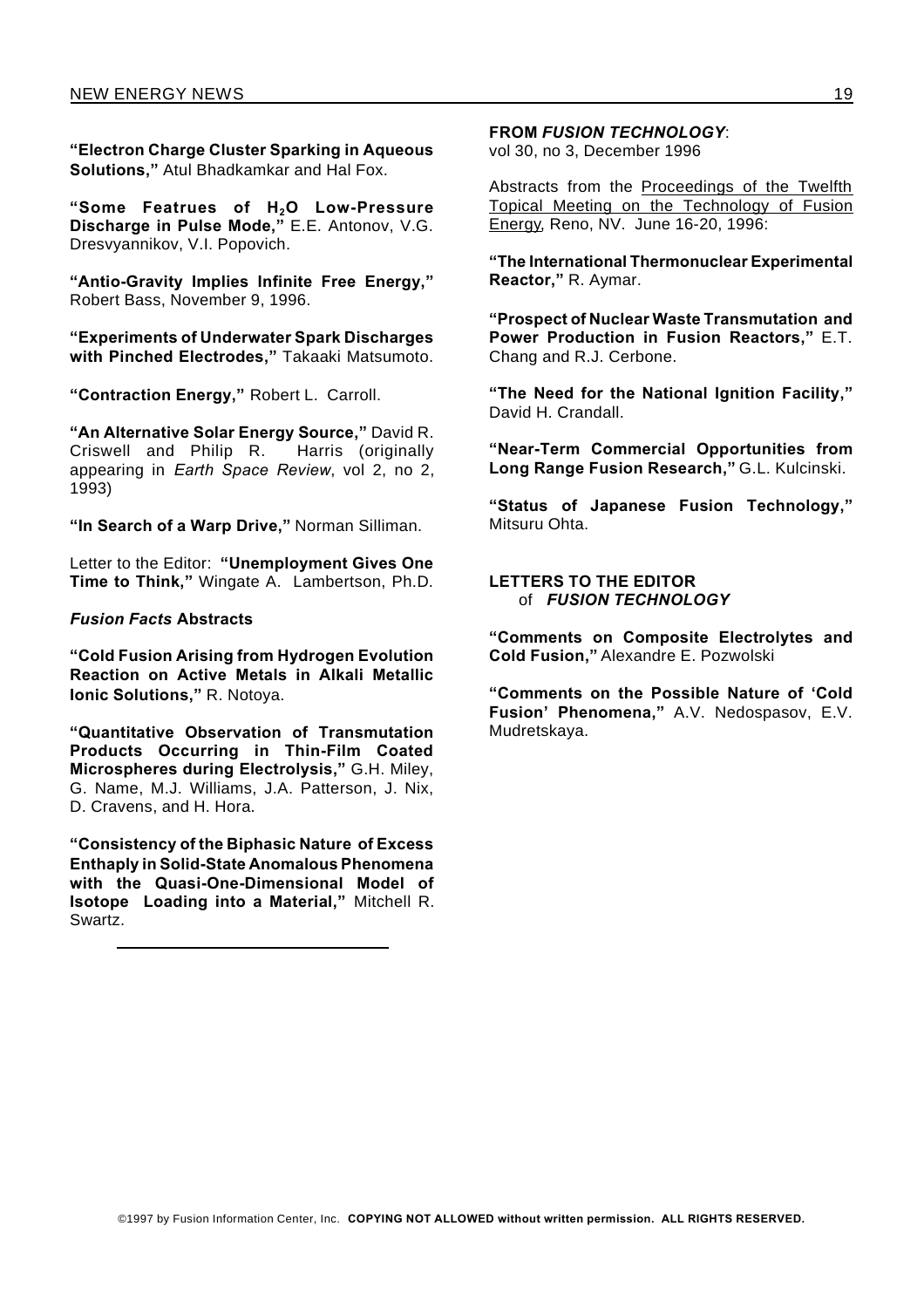**"Electron Charge Cluster Sparking in Aqueous Solutions,"** Atul Bhadkamkar and Hal Fox.

**"Some Featrues of $H_2O$ Low-Pressure Discharge in Pulse Mode,"** E.E. Antonov, V.G. Dresvyannikov, V.I. Popovich.

**"Antio-Gravity Implies Infinite Free Energy,"** Robert Bass, November 9, 1996.

**"Experiments of Underwater Spark Discharges with Pinched Electrodes,"** Takaaki Matsumoto.

**"Contraction Energy,"** Robert L. Carroll.

**"An Alternative Solar Energy Source,"** David R. Criswell and Philip R. Harris (originally appearing in *Earth Space Review*, vol 2, no 2, 1993)

**"In Search of a Warp Drive,"** Norman Silliman.

Letter to the Editor: **"Unemployment Gives One Time to Think,"** Wingate A. Lambertson, Ph.D.

***Fusion Facts* Abstracts**

**"Cold Fusion Arising from Hydrogen Evolution Reaction on Active Metals in Alkali Metallic Ionic Solutions,"** R. Notoya.

**"Quantitative Observation of Transmutation Products Occurring in Thin-Film Coated Microspheres during Electrolysis,"** G.H. Miley, G. Name, M.J. Williams, J.A. Patterson, J. Nix, D. Cravens, and H. Hora.

**"Consistency of the Biphasic Nature of Excess Enthaply in Solid-State Anomalous Phenomena with the Quasi-One-Dimensional Model of Isotope Loading into a Material,"** Mitchell R. Swartz.

---

**FROM *FUSION TECHNOLOGY***:
vol 30, no 3, December 1996

Abstracts from the Proceedings of the Twelfth Topical Meeting on the Technology of Fusion Energy, Reno, NV. June 16-20, 1996:

**"The International Thermonuclear Experimental Reactor,"** R. Aymar.

**"Prospect of Nuclear Waste Transmutation and Power Production in Fusion Reactors,"** E.T. Chang and R.J. Cerbone.

**"The Need for the National Ignition Facility,"** David H. Crandall.

**"Near-Term Commercial Opportunities from Long Range Fusion Research,"** G.L. Kulcinski.

**"Status of Japanese Fusion Technology,"** Mitsuru Ohta.

**LETTERS TO THE EDITOR**
of ***FUSION TECHNOLOGY***

**"Comments on Composite Electrolytes and Cold Fusion,"** Alexandre E. Pozwolski

**"Comments on the Possible Nature of 'Cold Fusion' Phenomena,"** A.V. Nedospasov, E.V. Mudretskaya.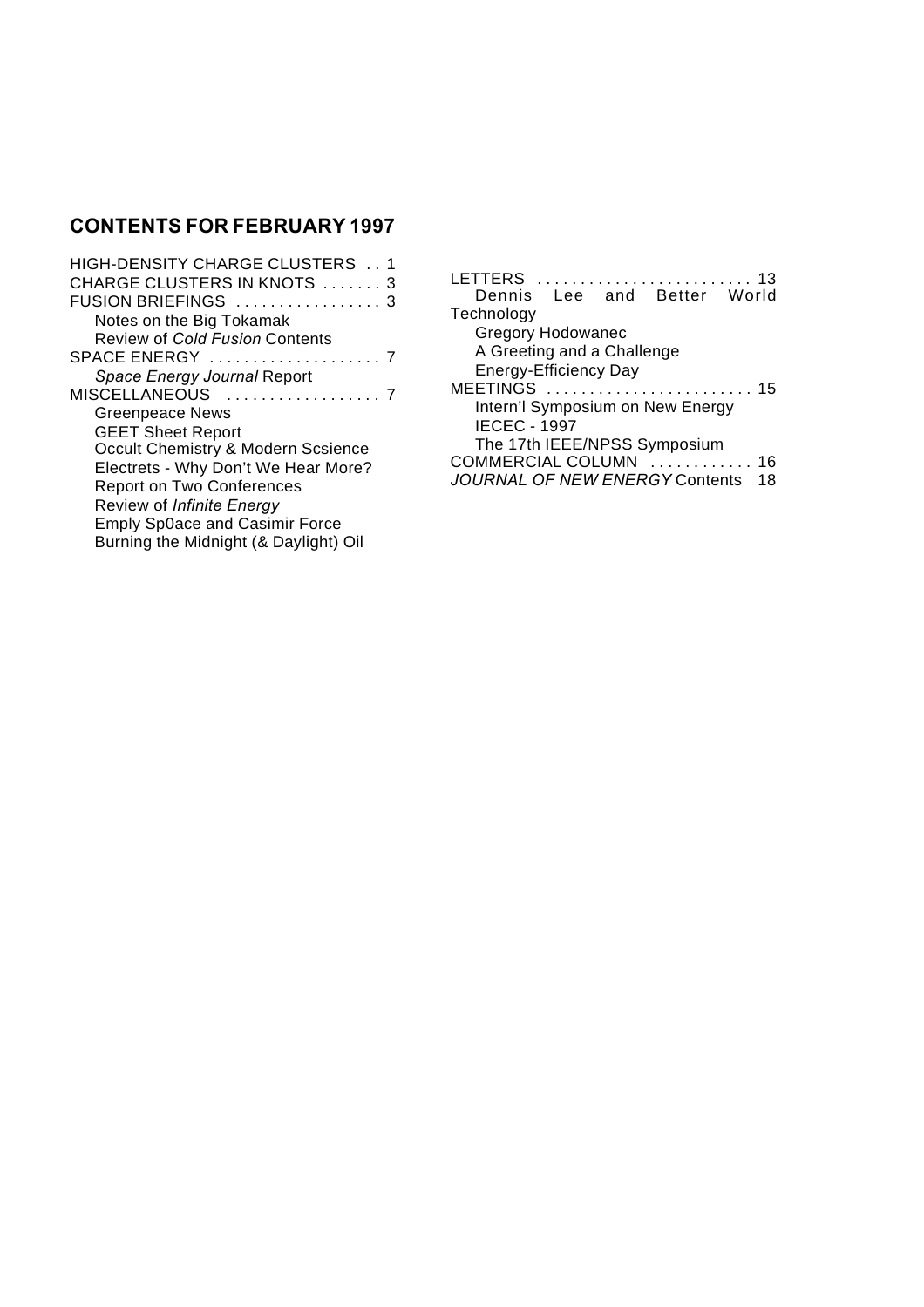## CONTENTS FOR FEBRUARY 1997

HIGH-DENSITY CHARGE CLUSTERS . . 1
CHARGE CLUSTERS IN KNOTS . . . . . . . 3
FUSION BRIEFINGS . . . . . . . . . . . . . . . . . 3
- Notes on the Big Tokamak
- Review of *Cold Fusion* Contents

SPACE ENERGY . . . . . . . . . . . . . . . . . . . . 7
- *Space Energy Journal* Report

MISCELLANEOUS . . . . . . . . . . . . . . . . . . 7
- Greenpeace News
- GEET Sheet Report
- Occult Chemistry & Modern Scsience
- Electrets - Why Don't We Hear More?
- Report on Two Conferences
- Review of *Infinite Energy*
- Emply Sp0ace and Casimir Force
- Burning the Midnight (& Daylight) Oil

LETTERS . . . . . . . . . . . . . . . . . . . . . . . . . 13
- Dennis Lee and Better World Technology
- Gregory Hodowanec
- A Greeting and a Challenge
- Energy-Efficiency Day

MEETINGS . . . . . . . . . . . . . . . . . . . . . . . . 15
- Intern'l Symposium on New Energy
- IECEC - 1997
- The 17th IEEE/NPSS Symposium

COMMERCIAL COLUMN . . . . . . . . . . . . 16
*JOURNAL OF NEW ENERGY* Contents 18